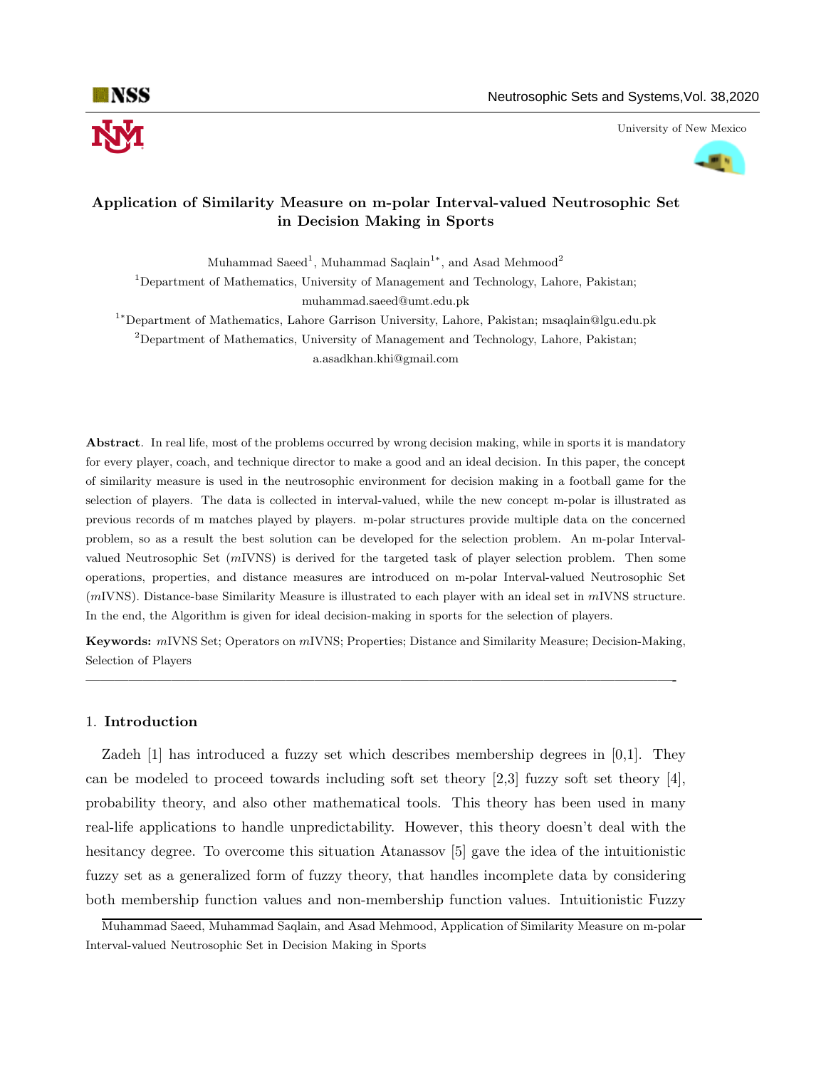# Application of Similarity Measure on m-polar Interval-valued Neutrosophic Set in Decision Making in Sports

Muhammad Saeed[1], Muhammad Saqlain[1*], and Asad Mehmood[2]

[1]Department of Mathematics, University of Management and Technology, Lahore, Pakistan; muhammad.saeed@umt.edu.pk

[1*]Department of Mathematics, Lahore Garrison University, Lahore, Pakistan; msaqlain@lgu.edu.pk

[2]Department of Mathematics, University of Management and Technology, Lahore, Pakistan; a.asadkhan.khi@gmail.com

**Abstract**. In real life, most of the problems occurred by wrong decision making, while in sports it is mandatory for every player, coach, and technique director to make a good and an ideal decision. In this paper, the concept of similarity measure is used in the neutrosophic environment for decision making in a football game for the selection of players. The data is collected in interval-valued, while the new concept m-polar is illustrated as previous records of m matches played by players. m-polar structures provide multiple data on the concerned problem, so as a result the best solution can be developed for the selection problem. An m-polar Interval-valued Neutrosophic Set ($m$IVNS) is derived for the targeted task of player selection problem. Then some operations, properties, and distance measures are introduced on m-polar Interval-valued Neutrosophic Set ($m$IVNS). Distance-base Similarity Measure is illustrated to each player with an ideal set in $m$IVNS structure. In the end, the Algorithm is given for ideal decision-making in sports for the selection of players.

**Keywords:** $m$IVNS Set; Operators on $m$IVNS; Properties; Distance and Similarity Measure; Decision-Making, Selection of Players

## 1. Introduction

Zadeh [1] has introduced a fuzzy set which describes membership degrees in [0,1]. They can be modeled to proceed towards including soft set theory [2,3] fuzzy soft set theory [4], probability theory, and also other mathematical tools. This theory has been used in many real-life applications to handle unpredictability. However, this theory doesn't deal with the hesitancy degree. To overcome this situation Atanassov [5] gave the idea of the intuitionistic fuzzy set as a generalized form of fuzzy theory, that handles incomplete data by considering both membership function values and non-membership function values. Intuitionistic Fuzzy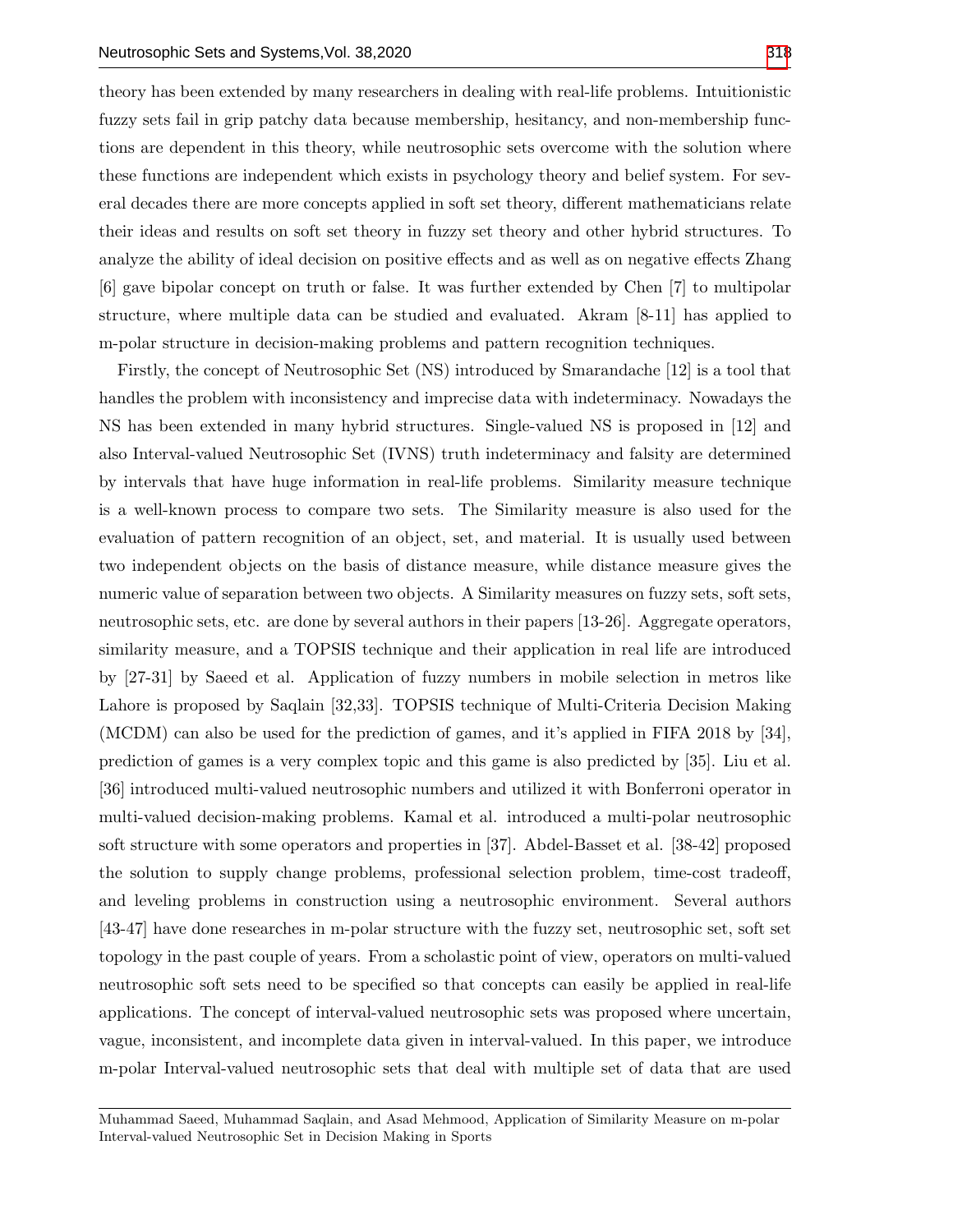theory has been extended by many researchers in dealing with real-life problems. Intuitionistic fuzzy sets fail in grip patchy data because membership, hesitancy, and non-membership functions are dependent in this theory, while neutrosophic sets overcome with the solution where these functions are independent which exists in psychology theory and belief system. For several decades there are more concepts applied in soft set theory, different mathematicians relate their ideas and results on soft set theory in fuzzy set theory and other hybrid structures. To analyze the ability of ideal decision on positive effects and as well as on negative effects Zhang [6] gave bipolar concept on truth or false. It was further extended by Chen [7] to multipolar structure, where multiple data can be studied and evaluated. Akram [8-11] has applied to m-polar structure in decision-making problems and pattern recognition techniques.

Firstly, the concept of Neutrosophic Set (NS) introduced by Smarandache [12] is a tool that handles the problem with inconsistency and imprecise data with indeterminacy. Nowadays the NS has been extended in many hybrid structures. Single-valued NS is proposed in [12] and also Interval-valued Neutrosophic Set (IVNS) truth indeterminacy and falsity are determined by intervals that have huge information in real-life problems. Similarity measure technique is a well-known process to compare two sets. The Similarity measure is also used for the evaluation of pattern recognition of an object, set, and material. It is usually used between two independent objects on the basis of distance measure, while distance measure gives the numeric value of separation between two objects. A Similarity measures on fuzzy sets, soft sets, neutrosophic sets, etc. are done by several authors in their papers [13-26]. Aggregate operators, similarity measure, and a TOPSIS technique and their application in real life are introduced by [27-31] by Saeed et al. Application of fuzzy numbers in mobile selection in metros like Lahore is proposed by Saqlain [32,33]. TOPSIS technique of Multi-Criteria Decision Making (MCDM) can also be used for the prediction of games, and it's applied in FIFA 2018 by [34], prediction of games is a very complex topic and this game is also predicted by [35]. Liu et al. [36] introduced multi-valued neutrosophic numbers and utilized it with Bonferroni operator in multi-valued decision-making problems. Kamal et al. introduced a multi-polar neutrosophic soft structure with some operators and properties in [37]. Abdel-Basset et al. [38-42] proposed the solution to supply change problems, professional selection problem, time-cost tradeoff, and leveling problems in construction using a neutrosophic environment. Several authors [43-47] have done researches in m-polar structure with the fuzzy set, neutrosophic set, soft set topology in the past couple of years. From a scholastic point of view, operators on multi-valued neutrosophic soft sets need to be specified so that concepts can easily be applied in real-life applications. The concept of interval-valued neutrosophic sets was proposed where uncertain, vague, inconsistent, and incomplete data given in interval-valued. In this paper, we introduce m-polar Interval-valued neutrosophic sets that deal with multiple set of data that are used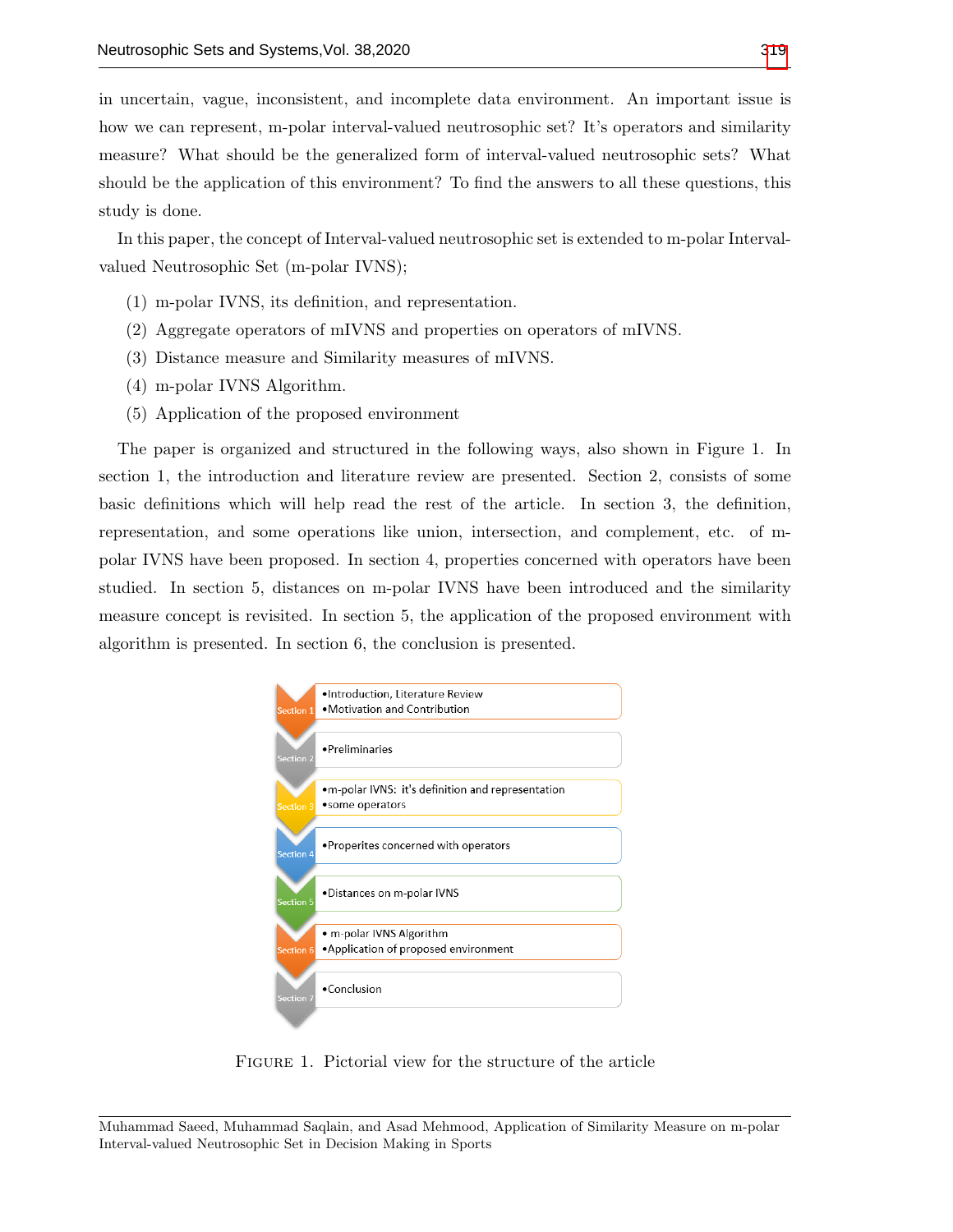in uncertain, vague, inconsistent, and incomplete data environment. An important issue is how we can represent, m-polar interval-valued neutrosophic set? It's operators and similarity measure? What should be the generalized form of interval-valued neutrosophic sets? What should be the application of this environment? To find the answers to all these questions, this study is done.

In this paper, the concept of Interval-valued neutrosophic set is extended to m-polar Interval-valued Neutrosophic Set (m-polar IVNS);

(1) m-polar IVNS, its definition, and representation.
(2) Aggregate operators of mIVNS and properties on operators of mIVNS.
(3) Distance measure and Similarity measures of mIVNS.
(4) m-polar IVNS Algorithm.
(5) Application of the proposed environment

The paper is organized and structured in the following ways, also shown in Figure 1. In section 1, the introduction and literature review are presented. Section 2, consists of some basic definitions which will help read the rest of the article. In section 3, the definition, representation, and some operations like union, intersection, and complement, etc. of m-polar IVNS have been proposed. In section 4, properties concerned with operators have been studied. In section 5, distances on m-polar IVNS have been introduced and the similarity measure concept is revisited. In section 5, the application of the proposed environment with algorithm is presented. In section 6, the conclusion is presented.

| | |
|---|---|
| Section 1 | •Introduction, Literature Review<br>•Motivation and Contribution |
| Section 2 | •Preliminaries |
| Section 3 | •m-polar IVNS: it's definition and representation<br>•some operators |
| Section 4 | •Properites concerned with operators |
| Section 5 | •Distances on m-polar IVNS |
| Section 6 | • m-polar IVNS Algorithm<br>•Application of proposed environment |
| Section 7 | •Conclusion |

Figure 1. Pictorial view for the structure of the article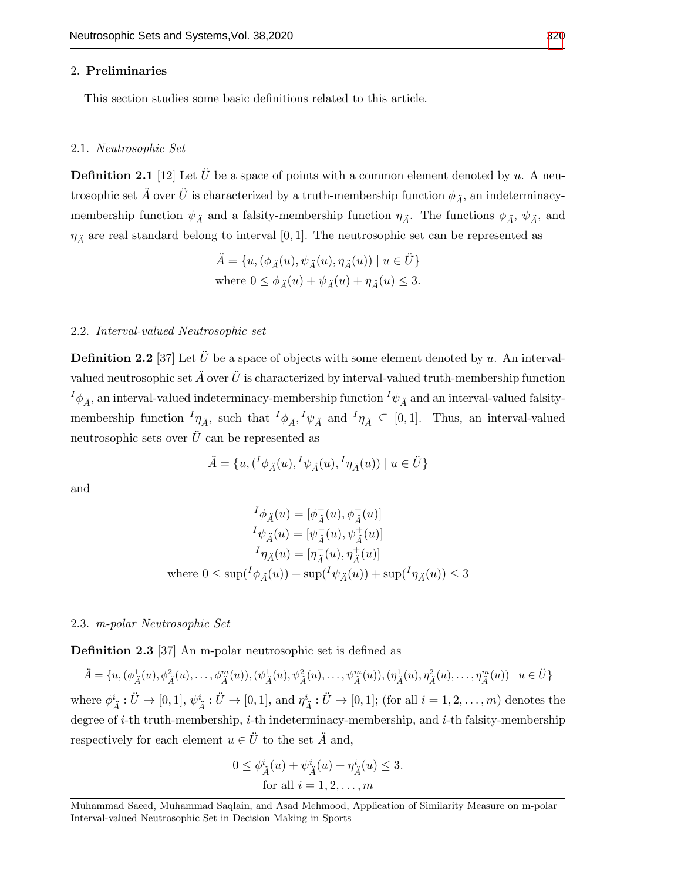## 2. **Preliminaries**

This section studies some basic definitions related to this article.

### 2.1. *Neutrosophic Set*

**Definition 2.1** [12] Let $\ddot{U}$ be a space of points with a common element denoted by $u$. A neutrosophic set $\ddot{A}$ over $\ddot{U}$ is characterized by a truth-membership function $\phi_{\ddot{A}}$, an indeterminacy-membership function $\psi_{\ddot{A}}$ and a falsity-membership function $\eta_{\ddot{A}}$. The functions $\phi_{\ddot{A}}$, $\psi_{\ddot{A}}$, and $\eta_{\ddot{A}}$ are real standard belong to interval $[0,1]$. The neutrosophic set can be represented as

$$\ddot{A} = \{u, (\phi_{\ddot{A}}(u), \psi_{\ddot{A}}(u), \eta_{\ddot{A}}(u)) \mid u \in \ddot{U}\}$$
$$\text{where } 0 \leq \phi_{\ddot{A}}(u) + \psi_{\ddot{A}}(u) + \eta_{\ddot{A}}(u) \leq 3.$$

### 2.2. *Interval-valued Neutrosophic set*

**Definition 2.2** [37] Let $\ddot{U}$ be a space of objects with some element denoted by $u$. An interval-valued neutrosophic set $\ddot{A}$ over $\ddot{U}$ is characterized by interval-valued truth-membership function ${}^{I}\phi_{\ddot{A}}$, an interval-valued indeterminacy-membership function ${}^{I}\psi_{\ddot{A}}$ and an interval-valued falsity-membership function ${}^{I}\eta_{\ddot{A}}$, such that ${}^{I}\phi_{\ddot{A}}, {}^{I}\psi_{\ddot{A}}$ and ${}^{I}\eta_{\ddot{A}} \subseteq [0,1]$. Thus, an interval-valued neutrosophic sets over $\ddot{U}$ can be represented as

$$\ddot{A} = \{u, ({}^{I}\phi_{\ddot{A}}(u), {}^{I}\psi_{\ddot{A}}(u), {}^{I}\eta_{\ddot{A}}(u)) \mid u \in \ddot{U}\}$$

and

$${}^{I}\phi_{\ddot{A}}(u) = [\phi^{-}_{\ddot{A}}(u), \phi^{+}_{\ddot{A}}(u)]$$
$${}^{I}\psi_{\ddot{A}}(u) = [\psi^{-}_{\ddot{A}}(u), \psi^{+}_{\ddot{A}}(u)]$$
$${}^{I}\eta_{\ddot{A}}(u) = [\eta^{-}_{\ddot{A}}(u), \eta^{+}_{\ddot{A}}(u)]$$
$$\text{where } 0 \leq \sup({}^{I}\phi_{\ddot{A}}(u)) + \sup({}^{I}\psi_{\ddot{A}}(u)) + \sup({}^{I}\eta_{\ddot{A}}(u)) \leq 3$$

### 2.3. *m-polar Neutrosophic Set*

**Definition 2.3** [37] An m-polar neutrosophic set is defined as

$$\ddot{A} = \{u, (\phi^{1}_{\ddot{A}}(u), \phi^{2}_{\ddot{A}}(u), \ldots, \phi^{m}_{\ddot{A}}(u)), (\psi^{1}_{\ddot{A}}(u), \psi^{2}_{\ddot{A}}(u), \ldots, \psi^{m}_{\ddot{A}}(u)), (\eta^{1}_{\ddot{A}}(u), \eta^{2}_{\ddot{A}}(u), \ldots, \eta^{m}_{\ddot{A}}(u)) \mid u \in \ddot{U}\}$$

where $\phi^{i}_{\ddot{A}} : \ddot{U} \to [0,1]$, $\psi^{i}_{\ddot{A}} : \ddot{U} \to [0,1]$, and $\eta^{i}_{\ddot{A}} : \ddot{U} \to [0,1]$; (for all $i = 1, 2, \ldots, m$) denotes the degree of $i$-th truth-membership, $i$-th indeterminacy-membership, and $i$-th falsity-membership respectively for each element $u \in \ddot{U}$ to the set $\ddot{A}$ and,

$$0 \leq \phi^{i}_{\ddot{A}}(u) + \psi^{i}_{\ddot{A}}(u) + \eta^{i}_{\ddot{A}}(u) \leq 3.$$
$$\text{for all } i = 1, 2, \ldots, m$$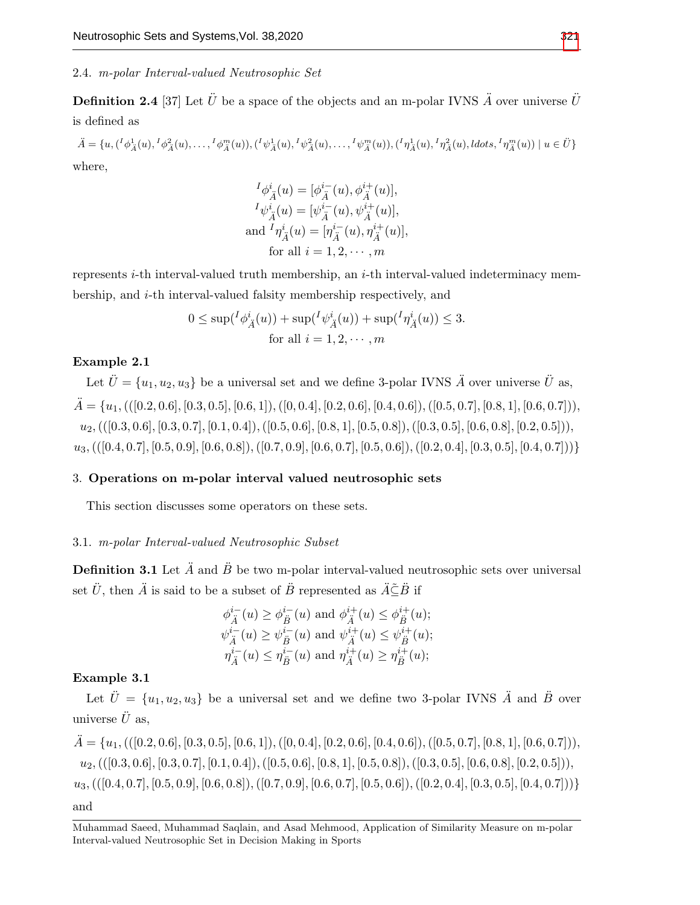2.4. *m-polar Interval-valued Neutrosophic Set*

**Definition 2.4** [37] Let $\ddot{U}$ be a space of the objects and an m-polar IVNS $\ddot{A}$ over universe $\ddot{U}$ is defined as

$$\ddot{A} = \{u, ({}^I\phi^1_{\ddot{A}}(u), {}^I\phi^2_{\ddot{A}}(u), \ldots, {}^I\phi^m_{\ddot{A}}(u)), ({}^I\psi^1_{\ddot{A}}(u), {}^I\psi^2_{\ddot{A}}(u), \ldots, {}^I\psi^m_{\ddot{A}}(u)), ({}^I\eta^1_{\ddot{A}}(u), {}^I\eta^2_{\ddot{A}}(u), ldots, {}^I\eta^m_{\ddot{A}}(u)) \mid u \in \ddot{U}\}$$

where,

$$\begin{gathered}
{}^I\phi^i_{\ddot{A}}(u) = [\phi^{i-}_{\ddot{A}}(u), \phi^{i+}_{\ddot{A}}(u)], \\
{}^I\psi^i_{\ddot{A}}(u) = [\psi^{i-}_{\ddot{A}}(u), \psi^{i+}_{\ddot{A}}(u)], \\
\text{and } {}^I\eta^i_{\ddot{A}}(u) = [\eta^{i-}_{\ddot{A}}(u), \eta^{i+}_{\ddot{A}}(u)], \\
\text{for all } i = 1, 2, \cdots, m
\end{gathered}$$

represents $i$-th interval-valued truth membership, an $i$-th interval-valued indeterminacy membership, and $i$-th interval-valued falsity membership respectively, and

$$\begin{gathered}
0 \leq \sup({}^I\phi^i_{\ddot{A}}(u)) + \sup({}^I\psi^i_{\ddot{A}}(u)) + \sup({}^I\eta^i_{\ddot{A}}(u)) \leq 3. \\
\text{for all } i = 1, 2, \cdots, m
\end{gathered}$$

**Example 2.1**

Let $\ddot{U} = \{u_1, u_2, u_3\}$ be a universal set and we define 3-polar IVNS $\ddot{A}$ over universe $\ddot{U}$ as,

$$\begin{gathered}
\ddot{A} = \{u_1, (([0.2, 0.6], [0.3, 0.5], [0.6, 1]), ([0, 0.4], [0.2, 0.6], [0.4, 0.6]), ([0.5, 0.7], [0.8, 1], [0.6, 0.7])), \\
u_2, (([0.3, 0.6], [0.3, 0.7], [0.1, 0.4]), ([0.5, 0.6], [0.8, 1], [0.5, 0.8]), ([0.3, 0.5], [0.6, 0.8], [0.2, 0.5])), \\
u_3, (([0.4, 0.7], [0.5, 0.9], [0.6, 0.8]), ([0.7, 0.9], [0.6, 0.7], [0.5, 0.6]), ([0.2, 0.4], [0.3, 0.5], [0.4, 0.7]))\}
\end{gathered}$$

## 3. Operations on m-polar interval valued neutrosophic sets

This section discusses some operators on these sets.

3.1. *m-polar Interval-valued Neutrosophic Subset*

**Definition 3.1** Let $\ddot{A}$ and $\ddot{B}$ be two m-polar interval-valued neutrosophic sets over universal set $\ddot{U}$, then $\ddot{A}$ is said to be a subset of $\ddot{B}$ represented as $\ddot{A} \tilde{\subseteq} \ddot{B}$ if

$$\begin{gathered}
\phi^{i-}_{\ddot{A}}(u) \geq \phi^{i-}_{\ddot{B}}(u) \text{ and } \phi^{i+}_{\ddot{A}}(u) \leq \phi^{i+}_{\ddot{B}}(u); \\
\psi^{i-}_{\ddot{A}}(u) \geq \psi^{i-}_{\ddot{B}}(u) \text{ and } \psi^{i+}_{\ddot{A}}(u) \leq \psi^{i+}_{\ddot{B}}(u); \\
\eta^{i-}_{\ddot{A}}(u) \leq \eta^{i-}_{\ddot{B}}(u) \text{ and } \eta^{i+}_{\ddot{A}}(u) \geq \eta^{i+}_{\ddot{B}}(u);
\end{gathered}$$

**Example 3.1**

Let $\ddot{U} = \{u_1, u_2, u_3\}$ be a universal set and we define two 3-polar IVNS $\ddot{A}$ and $\ddot{B}$ over universe $\ddot{U}$ as,

$$\begin{gathered}
\ddot{A} = \{u_1, (([0.2, 0.6], [0.3, 0.5], [0.6, 1]), ([0, 0.4], [0.2, 0.6], [0.4, 0.6]), ([0.5, 0.7], [0.8, 1], [0.6, 0.7])), \\
u_2, (([0.3, 0.6], [0.3, 0.7], [0.1, 0.4]), ([0.5, 0.6], [0.8, 1], [0.5, 0.8]), ([0.3, 0.5], [0.6, 0.8], [0.2, 0.5])), \\
u_3, (([0.4, 0.7], [0.5, 0.9], [0.6, 0.8]), ([0.7, 0.9], [0.6, 0.7], [0.5, 0.6]), ([0.2, 0.4], [0.3, 0.5], [0.4, 0.7]))\}
\end{gathered}$$

and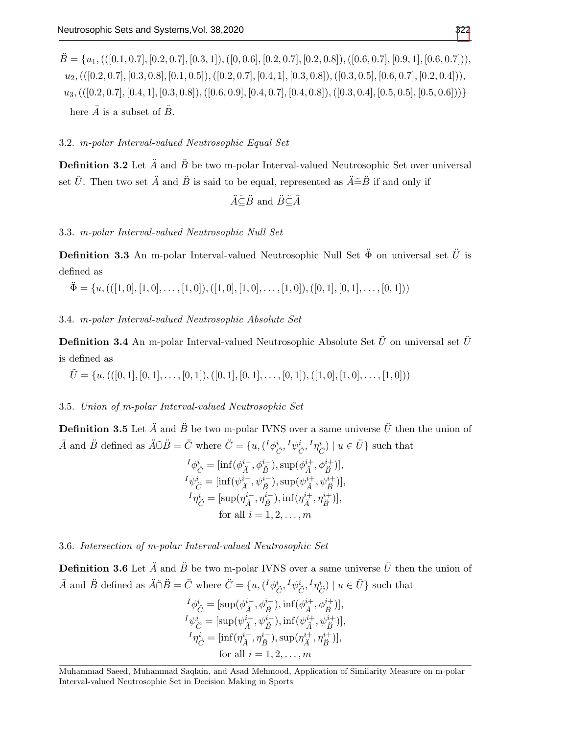$\ddot{B} = \{u_1, (([0.1, 0.7], [0.2, 0.7], [0.3, 1]), ([0, 0.6], [0.2, 0.7], [0.2, 0.8]), ([0.6, 0.7], [0.9, 1], [0.6, 0.7])),$
$u_2, (([0.2, 0.7], [0.3, 0.8], [0.1, 0.5]), ([0.2, 0.7], [0.4, 1], [0.3, 0.8]), ([0.3, 0.5], [0.6, 0.7], [0.2, 0.4])),$
$u_3, (([0.2, 0.7], [0.4, 1], [0.3, 0.8]), ([0.6, 0.9], [0.4, 0.7], [0.4, 0.8]), ([0.3, 0.4], [0.5, 0.5], [0.5, 0.6]))\}$

here $\ddot{A}$ is a subset of $\ddot{B}$.

### 3.2. *m-polar Interval-valued Neutrosophic Equal Set*

**Definition 3.2** Let $\ddot{A}$ and $\ddot{B}$ be two m-polar Interval-valued Neutrosophic Set over universal set $\ddot{U}$. Then two set $\ddot{A}$ and $\ddot{B}$ is said to be equal, represented as $\ddot{A}\tilde{=}\ddot{B}$ if and only if

$$\ddot{A}\tilde{\subseteq}\ddot{B} \text{ and } \ddot{B}\tilde{\subseteq}\ddot{A}$$

### 3.3. *m-polar Interval-valued Neutrosophic Null Set*

**Definition 3.3** An m-polar Interval-valued Neutrosophic Null Set $\ddot{\Phi}$ on universal set $\ddot{U}$ is defined as

$\ddot{\Phi} = \{u, (([1, 0], [1, 0], \ldots, [1, 0]), ([1, 0], [1, 0], \ldots, [1, 0]), ([0, 1], [0, 1], \ldots, [0, 1]))$

### 3.4. *m-polar Interval-valued Neutrosophic Absolute Set*

**Definition 3.4** An m-polar Interval-valued Neutrosophic Absolute Set $\tilde{U}$ on universal set $\ddot{U}$ is defined as

$\tilde{U} = \{u, (([0, 1], [0, 1], \ldots, [0, 1]), ([0, 1], [0, 1], \ldots, [0, 1]), ([1, 0], [1, 0], \ldots, [1, 0]))$

### 3.5. *Union of m-polar Interval-valued Neutrosophic Set*

**Definition 3.5** Let $\ddot{A}$ and $\ddot{B}$ be two m-polar IVNS over a same universe $\ddot{U}$ then the union of $\ddot{A}$ and $\ddot{B}$ defined as $\ddot{A}\tilde{\cup}\ddot{B} = \ddot{C}$ where $\ddot{C} = \{u, ({}^{I}\phi^{i}_{\ddot{C}}, {}^{I}\psi^{i}_{\ddot{C}}, {}^{I}\eta^{i}_{\ddot{C}}) \mid u \in \ddot{U}\}$ such that

$$
\begin{gathered}
{}^{I}\phi^{i}_{\ddot{C}} = [\inf(\phi^{i-}_{\ddot{A}}, \phi^{i-}_{\ddot{B}}), \sup(\phi^{i+}_{\ddot{A}}, \phi^{i+}_{\ddot{B}})], \\
{}^{I}\psi^{i}_{\ddot{C}} = [\inf(\psi^{i-}_{\ddot{A}}, \psi^{i-}_{\ddot{B}}), \sup(\psi^{i+}_{\ddot{A}}, \psi^{i+}_{\ddot{B}})], \\
{}^{I}\eta^{i}_{\ddot{C}} = [\sup(\eta^{i-}_{\ddot{A}}, \eta^{i-}_{\ddot{B}}), \inf(\eta^{i+}_{\ddot{A}}, \eta^{i+}_{\ddot{B}})], \\
\text{for all } i = 1, 2, \ldots, m
\end{gathered}
$$

### 3.6. *Intersection of m-polar Interval-valued Neutrosophic Set*

**Definition 3.6** Let $\ddot{A}$ and $\ddot{B}$ be two m-polar IVNS over a same universe $\ddot{U}$ then the union of $\ddot{A}$ and $\ddot{B}$ defined as $\ddot{A}\tilde{\cap}\ddot{B} = \ddot{C}$ where $\ddot{C} = \{u, ({}^{I}\phi^{i}_{\ddot{C}}, {}^{I}\psi^{i}_{\ddot{C}}, {}^{I}\eta^{i}_{\ddot{C}}) \mid u \in \ddot{U}\}$ such that

$$
\begin{gathered}
{}^{I}\phi^{i}_{\ddot{C}} = [\sup(\phi^{i-}_{\ddot{A}}, \phi^{i-}_{\ddot{B}}), \inf(\phi^{i+}_{\ddot{A}}, \phi^{i+}_{\ddot{B}})], \\
{}^{I}\psi^{i}_{\ddot{C}} = [\sup(\psi^{i-}_{\ddot{A}}, \psi^{i-}_{\ddot{B}}), \inf(\psi^{i+}_{\ddot{A}}, \psi^{i+}_{\ddot{B}})], \\
{}^{I}\eta^{i}_{\ddot{C}} = [\inf(\eta^{i-}_{\ddot{A}}, \eta^{i-}_{\ddot{B}}), \sup(\eta^{i+}_{\ddot{A}}, \eta^{i+}_{\ddot{B}})], \\
\text{for all } i = 1, 2, \ldots, m
\end{gathered}
$$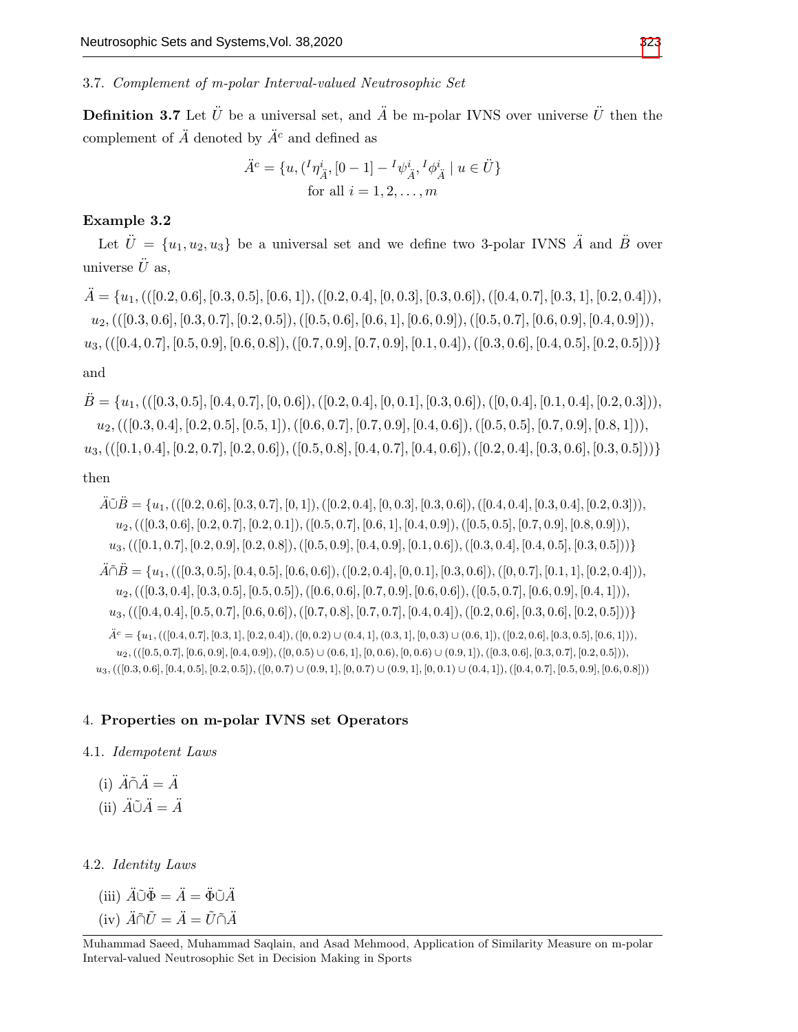### 3.7. *Complement of m-polar Interval-valued Neutrosophic Set*

**Definition 3.7** Let $\ddot{U}$ be a universal set, and $\ddot{A}$ be m-polar IVNS over universe $\ddot{U}$ then the complement of $\ddot{A}$ denoted by $\ddot{A}^c$ and defined as

$$\ddot{A}^c = \{u, ({}^I\eta^i_{\ddot{A}}, [0-1] - {}^I\psi^i_{\ddot{A}}, {}^I\phi^i_{\ddot{A}} \mid u \in \ddot{U}\}$$
$$\text{for all } i = 1, 2, \ldots, m$$

**Example 3.2**

Let $\ddot{U} = \{u_1, u_2, u_3\}$ be a universal set and we define two 3-polar IVNS $\ddot{A}$ and $\ddot{B}$ over universe $\ddot{U}$ as,

$$\begin{aligned}\ddot{A} = \{&u_1, (([0.2, 0.6], [0.3, 0.5], [0.6, 1]), ([0.2, 0.4], [0, 0.3], [0.3, 0.6]), ([0.4, 0.7], [0.3, 1], [0.2, 0.4])),\\ &u_2, (([0.3, 0.6], [0.3, 0.7], [0.2, 0.5]), ([0.5, 0.6], [0.6, 1], [0.6, 0.9]), ([0.5, 0.7], [0.6, 0.9], [0.4, 0.9])),\\ &u_3, (([0.4, 0.7], [0.5, 0.9], [0.6, 0.8]), ([0.7, 0.9], [0.7, 0.9], [0.1, 0.4]), ([0.3, 0.6], [0.4, 0.5], [0.2, 0.5]))\}\end{aligned}$$

and

$$\begin{aligned}\ddot{B} = \{&u_1, (([0.3, 0.5], [0.4, 0.7], [0, 0.6]), ([0.2, 0.4], [0, 0.1], [0.3, 0.6]), ([0, 0.4], [0.1, 0.4], [0.2, 0.3])),\\ &u_2, (([0.3, 0.4], [0.2, 0.5], [0.5, 1]), ([0.6, 0.7], [0.7, 0.9], [0.4, 0.6]), ([0.5, 0.5], [0.7, 0.9], [0.8, 1])),\\ &u_3, (([0.1, 0.4], [0.2, 0.7], [0.2, 0.6]), ([0.5, 0.8], [0.4, 0.7], [0.4, 0.6]), ([0.2, 0.4], [0.3, 0.6], [0.3, 0.5]))\}\end{aligned}$$

then

$$\begin{aligned}\ddot{A}\tilde{\cup}\ddot{B} = \{&u_1, (([0.2, 0.6], [0.3, 0.7], [0, 1]), ([0.2, 0.4], [0, 0.3], [0.3, 0.6]), ([0.4, 0.4], [0.3, 0.4], [0.2, 0.3])),\\ &u_2, (([0.3, 0.6], [0.2, 0.7], [0.2, 0.1]), ([0.5, 0.7], [0.6, 1], [0.4, 0.9]), ([0.5, 0.5], [0.7, 0.9], [0.8, 0.9])),\\ &u_3, (([0.1, 0.7], [0.2, 0.9], [0.2, 0.8]), ([0.5, 0.9], [0.4, 0.9], [0.1, 0.6]), ([0.3, 0.4], [0.4, 0.5], [0.3, 0.5]))\}\end{aligned}$$

$$\begin{aligned}\ddot{A}\tilde{\cap}\ddot{B} = \{&u_1, (([0.3, 0.5], [0.4, 0.5], [0.6, 0.6]), ([0.2, 0.4], [0, 0.1], [0.3, 0.6]), ([0, 0.7], [0.1, 1], [0.2, 0.4])),\\ &u_2, (([0.3, 0.4], [0.3, 0.5], [0.5, 0.5]), ([0.6, 0.6], [0.7, 0.9], [0.6, 0.6]), ([0.5, 0.7], [0.6, 0.9], [0.4, 1])),\\ &u_3, (([0.4, 0.4], [0.5, 0.7], [0.6, 0.6]), ([0.7, 0.8], [0.7, 0.7], [0.4, 0.4]), ([0.2, 0.6], [0.3, 0.6], [0.2, 0.5]))\}\end{aligned}$$

$$\begin{aligned}\ddot{A}^c = \{&u_1, (([0.4, 0.7], [0.3, 1], [0.2, 0.4]), ([0, 0.2) \cup (0.4, 1], (0.3, 1], [0, 0.3) \cup (0.6, 1]), ([0.2, 0.6], [0.3, 0.5], [0.6, 1])),\\ &u_2, (([0.5, 0.7], [0.6, 0.9], [0.4, 0.9]), ([0, 0.5) \cup (0.6, 1], [0, 0.6), [0, 0.6) \cup (0.9, 1]), ([0.3, 0.6], [0.3, 0.7], [0.2, 0.5])),\\ &u_3, (([0.3, 0.6], [0.4, 0.5], [0.2, 0.5]), ([0, 0.7) \cup (0.9, 1], [0, 0.7) \cup (0.9, 1], [0, 0.1) \cup (0.4, 1]), ([0.4, 0.7], [0.5, 0.9], [0.6, 0.8]))\end{aligned}$$

## 4. **Properties on m-polar IVNS set Operators**

### 4.1. *Idempotent Laws*

(i) $\ddot{A}\tilde{\cap}\ddot{A} = \ddot{A}$

(ii) $\ddot{A}\tilde{\cup}\ddot{A} = \ddot{A}$

### 4.2. *Identity Laws*

(iii) $\ddot{A}\tilde{\cup}\ddot{\Phi} = \ddot{A} = \ddot{\Phi}\tilde{\cup}\ddot{A}$

(iv) $\ddot{A}\tilde{\cap}\tilde{U} = \ddot{A} = \tilde{U}\tilde{\cap}\ddot{A}$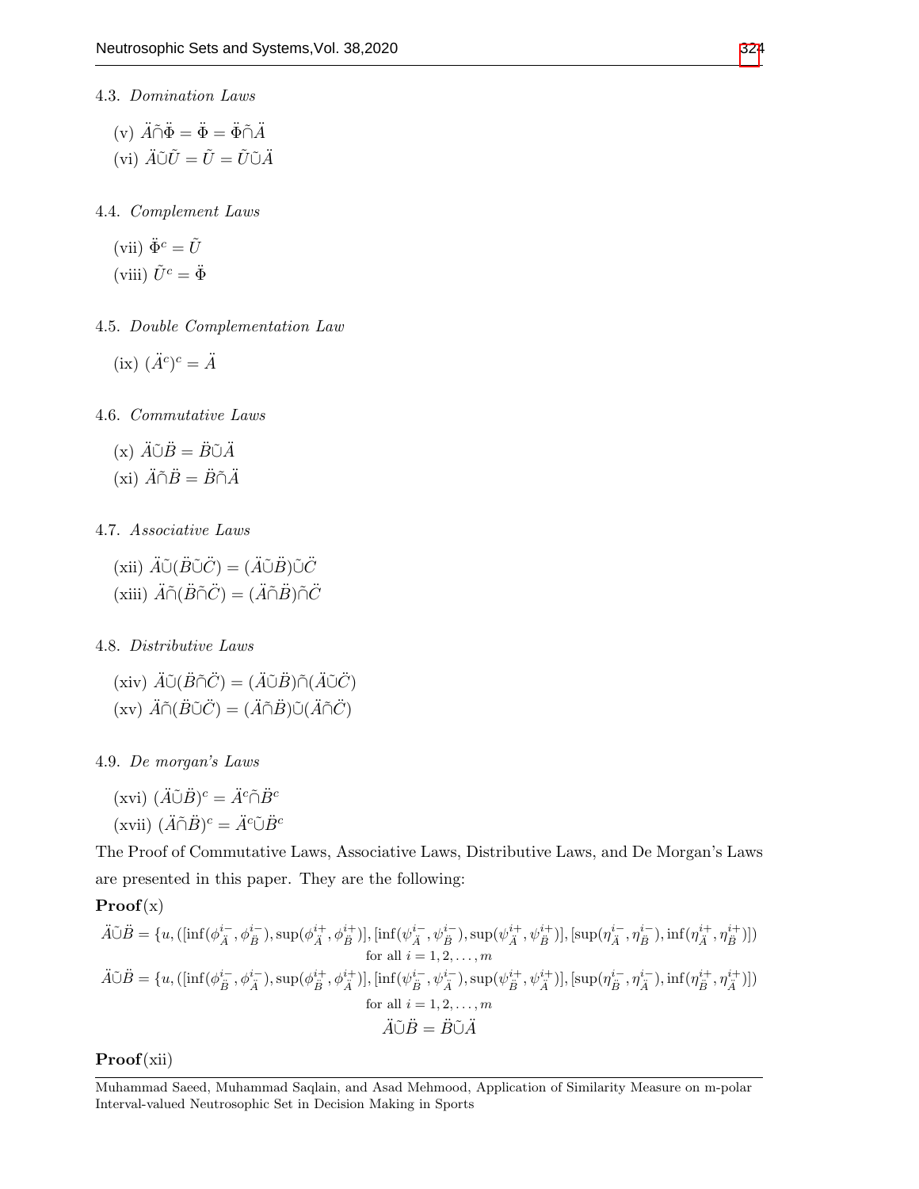4.3. *Domination Laws*

(v) $\ddot{A}\tilde{\cap}\ddot{\Phi} = \ddot{\Phi} = \ddot{\Phi}\tilde{\cap}\ddot{A}$

(vi) $\ddot{A}\tilde{\cup}\tilde{U} = \tilde{U} = \tilde{U}\tilde{\cup}\ddot{A}$

4.4. *Complement Laws*

(vii) $\ddot{\Phi}^c = \tilde{U}$

(viii) $\tilde{U}^c = \ddot{\Phi}$

4.5. *Double Complementation Law*

(ix) $(\ddot{A}^c)^c = \ddot{A}$

4.6. *Commutative Laws*

(x) $\ddot{A}\tilde{\cup}\ddot{B} = \ddot{B}\tilde{\cup}\ddot{A}$

(xi) $\ddot{A}\tilde{\cap}\ddot{B} = \ddot{B}\tilde{\cap}\ddot{A}$

4.7. *Associative Laws*

(xii) $\ddot{A}\tilde{\cup}(\ddot{B}\tilde{\cup}\ddot{C}) = (\ddot{A}\tilde{\cup}\ddot{B})\tilde{\cup}\ddot{C}$

(xiii) $\ddot{A}\tilde{\cap}(\ddot{B}\tilde{\cap}\ddot{C}) = (\ddot{A}\tilde{\cap}\ddot{B})\tilde{\cap}\ddot{C}$

4.8. *Distributive Laws*

(xiv) $\ddot{A}\tilde{\cup}(\ddot{B}\tilde{\cap}\ddot{C}) = (\ddot{A}\tilde{\cup}\ddot{B})\tilde{\cap}(\ddot{A}\tilde{\cup}\ddot{C})$

(xv) $\ddot{A}\tilde{\cap}(\ddot{B}\tilde{\cup}\ddot{C}) = (\ddot{A}\tilde{\cap}\ddot{B})\tilde{\cup}(\ddot{A}\tilde{\cap}\ddot{C})$

4.9. *De morgan's Laws*

(xvi) $(\ddot{A}\tilde{\cup}\ddot{B})^c = \ddot{A}^c\tilde{\cap}\ddot{B}^c$

(xvii) $(\ddot{A}\tilde{\cap}\ddot{B})^c = \ddot{A}^c\tilde{\cup}\ddot{B}^c$

The Proof of Commutative Laws, Associative Laws, Distributive Laws, and De Morgan's Laws are presented in this paper. They are the following:

**Proof**(x)

$$\ddot{A}\tilde{\cup}\ddot{B} = \{u, ([\inf(\phi^{i-}_{\ddot{A}}, \phi^{i-}_{\ddot{B}}), \sup(\phi^{i+}_{\ddot{A}}, \phi^{i+}_{\ddot{B}})], [\inf(\psi^{i-}_{\ddot{A}}, \psi^{i-}_{\ddot{B}}), \sup(\psi^{i+}_{\ddot{A}}, \psi^{i+}_{\ddot{B}})], [\sup(\eta^{i-}_{\ddot{A}}, \eta^{i-}_{\ddot{B}}), \inf(\eta^{i+}_{\ddot{A}}, \eta^{i+}_{\ddot{B}})])$$
$$\text{for all } i = 1, 2, \ldots, m$$

$$\ddot{A}\tilde{\cup}\ddot{B} = \{u, ([\inf(\phi^{i-}_{\ddot{B}}, \phi^{i-}_{\ddot{A}}), \sup(\phi^{i+}_{\ddot{B}}, \phi^{i+}_{\ddot{A}})], [\inf(\psi^{i-}_{\ddot{B}}, \psi^{i-}_{\ddot{A}}), \sup(\psi^{i+}_{\ddot{B}}, \psi^{i+}_{\ddot{A}})], [\sup(\eta^{i-}_{\ddot{B}}, \eta^{i-}_{\ddot{A}}), \inf(\eta^{i+}_{\ddot{B}}, \eta^{i+}_{\ddot{A}})])$$
$$\text{for all } i = 1, 2, \ldots, m$$

$$\ddot{A}\tilde{\cup}\ddot{B} = \ddot{B}\tilde{\cup}\ddot{A}$$

**Proof**(xii)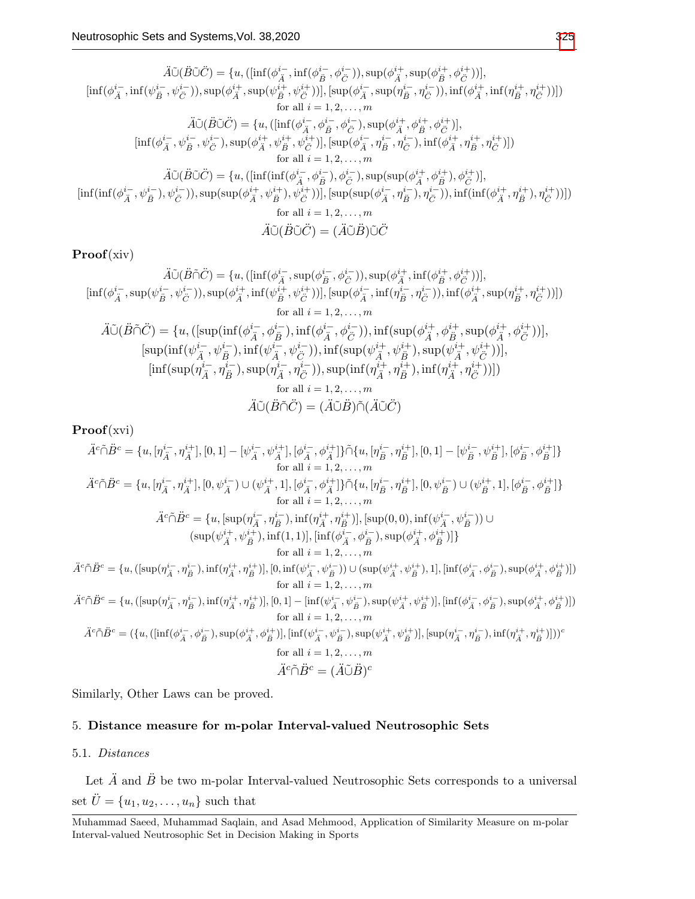$$\ddot{A}\tilde{\cup}(\ddot{B}\tilde{\cup}\ddot{C}) = \{u, ([\inf(\phi^{i-}_{\ddot{A}}, \inf(\phi^{i-}_{\ddot{B}}, \phi^{i-}_{\ddot{C}})), \sup(\phi^{i+}_{\ddot{A}}, \sup(\phi^{i+}_{\ddot{B}}, \phi^{i+}_{\ddot{C}}))],$$
$$[\inf(\phi^{i-}_{\ddot{A}}, \inf(\psi^{i-}_{\ddot{B}}, \psi^{i-}_{\ddot{C}})), \sup(\phi^{i+}_{\ddot{A}}, \sup(\psi^{i+}_{\ddot{B}}, \psi^{i+}_{\ddot{C}}))], [\sup(\phi^{i-}_{\ddot{A}}, \sup(\eta^{i-}_{\ddot{B}}, \eta^{i-}_{\ddot{C}})), \inf(\phi^{i+}_{\ddot{A}}, \inf(\eta^{i+}_{\ddot{B}}, \eta^{i+}_{\ddot{C}}))])$$
for all $i = 1, 2, \ldots, m$
$$\ddot{A}\tilde{\cup}(\ddot{B}\tilde{\cup}\ddot{C}) = \{u, ([\inf(\phi^{i-}_{\ddot{A}}, \phi^{i-}_{\ddot{B}}, \phi^{i-}_{\ddot{C}}), \sup(\phi^{i+}_{\ddot{A}}, \phi^{i+}_{\ddot{B}}, \phi^{i+}_{\ddot{C}})],$$
$$[\inf(\phi^{i-}_{\ddot{A}}, \psi^{i-}_{\ddot{B}}, \psi^{i-}_{\ddot{C}}), \sup(\phi^{i+}_{\ddot{A}}, \psi^{i+}_{\ddot{B}}, \psi^{i+}_{\ddot{C}})], [\sup(\phi^{i-}_{\ddot{A}}, \eta^{i-}_{\ddot{B}}, \eta^{i-}_{\ddot{C}}), \inf(\phi^{i+}_{\ddot{A}}, \eta^{i+}_{\ddot{B}}, \eta^{i+}_{\ddot{C}})])$$
for all $i = 1, 2, \ldots, m$
$$\ddot{A}\tilde{\cup}(\ddot{B}\tilde{\cup}\ddot{C}) = \{u, ([\inf(\inf(\phi^{i-}_{\ddot{A}}, \phi^{i-}_{\ddot{B}}), \phi^{i-}_{\ddot{C}}), \sup(\sup(\phi^{i+}_{\ddot{A}}, \phi^{i+}_{\ddot{B}}), \phi^{i+}_{\ddot{C}})],$$
$$[\inf(\inf(\phi^{i-}_{\ddot{A}}, \psi^{i-}_{\ddot{B}}), \psi^{i-}_{\ddot{C}})), \sup(\sup(\phi^{i+}_{\ddot{A}}, \psi^{i+}_{\ddot{B}}), \psi^{i+}_{\ddot{C}}))], [\sup(\sup(\phi^{i-}_{\ddot{A}}, \eta^{i-}_{\ddot{B}}), \eta^{i-}_{\ddot{C}})), \inf(\inf(\phi^{i+}_{\ddot{A}}, \eta^{i+}_{\ddot{B}}), \eta^{i+}_{\ddot{C}}))])$$
for all $i = 1, 2, \ldots, m$
$$\ddot{A}\tilde{\cup}(\ddot{B}\tilde{\cup}\ddot{C}) = (\ddot{A}\tilde{\cup}\ddot{B})\tilde{\cup}\ddot{C}$$

**Proof**(xiv)

$$\ddot{A}\tilde{\cup}(\ddot{B}\tilde{\cap}\ddot{C}) = \{u, ([\inf(\phi^{i-}_{\ddot{A}}, \sup(\phi^{i-}_{\ddot{B}}, \phi^{i-}_{\ddot{C}})), \sup(\phi^{i+}_{\ddot{A}}, \inf(\phi^{i+}_{\ddot{B}}, \phi^{i+}_{\ddot{C}}))],$$
$$[\inf(\phi^{i-}_{\ddot{A}}, \sup(\psi^{i-}_{\ddot{B}}, \psi^{i-}_{\ddot{C}})), \sup(\phi^{i+}_{\ddot{A}}, \inf(\psi^{i+}_{\ddot{B}}, \psi^{i+}_{\ddot{C}}))], [\sup(\phi^{i-}_{\ddot{A}}, \inf(\eta^{i-}_{\ddot{B}}, \eta^{i-}_{\ddot{C}})), \inf(\phi^{i+}_{\ddot{A}}, \sup(\eta^{i+}_{\ddot{B}}, \eta^{i+}_{\ddot{C}}))])$$
for all $i = 1, 2, \ldots, m$
$$\ddot{A}\tilde{\cup}(\ddot{B}\tilde{\cap}\ddot{C}) = \{u, ([\sup(\inf(\phi^{i-}_{\ddot{A}}, \phi^{i-}_{\ddot{B}}), \inf(\phi^{i-}_{\ddot{A}}, \phi^{i-}_{\ddot{C}})), \inf(\sup(\phi^{i+}_{\ddot{A}}, \phi^{i+}_{\ddot{B}}, \sup(\phi^{i+}_{\ddot{A}}, \phi^{i+}_{\ddot{C}}))],$$
$$[\sup(\inf(\psi^{i-}_{\ddot{A}}, \psi^{i-}_{\ddot{B}}), \inf(\psi^{i-}_{\ddot{A}}, \psi^{i-}_{\ddot{C}})), \inf(\sup(\psi^{i+}_{\ddot{A}}, \psi^{i+}_{\ddot{B}}), \sup(\psi^{i+}_{\ddot{A}}, \psi^{i+}_{\ddot{C}}))],$$
$$[\inf(\sup(\eta^{i-}_{\ddot{A}}, \eta^{i-}_{\ddot{B}}), \sup(\eta^{i-}_{\ddot{A}}, \eta^{i-}_{\ddot{C}})), \sup(\inf(\eta^{i+}_{\ddot{A}}, \eta^{i+}_{\ddot{B}}), \inf(\eta^{i+}_{\ddot{A}}, \eta^{i+}_{\ddot{C}}))])$$
for all $i = 1, 2, \ldots, m$
$$\ddot{A}\tilde{\cup}(\ddot{B}\tilde{\cap}\ddot{C}) = (\ddot{A}\tilde{\cup}\ddot{B})\tilde{\cap}(\ddot{A}\tilde{\cup}\ddot{C})$$

**Proof**(xvi)

$$\ddot{A}^c\tilde{\cap}\ddot{B}^c = \{u, [\eta^{i-}_{\ddot{A}}, \eta^{i+}_{\ddot{A}}], [0,1] - [\psi^{i-}_{\ddot{A}}, \psi^{i+}_{\ddot{A}}], [\phi^{i-}_{\ddot{A}}, \phi^{i+}_{\ddot{A}}]\}\tilde{\cap}\{u, [\eta^{i-}_{\ddot{B}}, \eta^{i+}_{\ddot{B}}], [0,1] - [\psi^{i-}_{\ddot{B}}, \psi^{i+}_{\ddot{B}}], [\phi^{i-}_{\ddot{B}}, \phi^{i+}_{\ddot{B}}]\}$$
for all $i = 1, 2, \ldots, m$
$$\ddot{A}^c\tilde{\cap}\ddot{B}^c = \{u, [\eta^{i-}_{\ddot{A}}, \eta^{i+}_{\ddot{A}}], [0, \psi^{i-}_{\ddot{A}}) \cup (\psi^{i+}_{\ddot{A}}, 1], [\phi^{i-}_{\ddot{A}}, \phi^{i+}_{\ddot{A}}]\}\tilde{\cap}\{u, [\eta^{i-}_{\ddot{B}}, \eta^{i+}_{\ddot{B}}], [0, \psi^{i-}_{\ddot{B}}) \cup (\psi^{i+}_{\ddot{B}}, 1], [\phi^{i-}_{\ddot{B}}, \phi^{i+}_{\ddot{B}}]\}$$
for all $i = 1, 2, \ldots, m$
$$\ddot{A}^c\tilde{\cap}\ddot{B}^c = \{u, [\sup(\eta^{i-}_{\ddot{A}}, \eta^{i-}_{\ddot{B}}), \inf(\eta^{i+}_{\ddot{A}}, \eta^{i+}_{\ddot{B}})], [\sup(0,0), \inf(\psi^{i-}_{\ddot{A}}, \psi^{i-}_{\ddot{B}})) \cup$$
$$(\sup(\psi^{i+}_{\ddot{A}}, \psi^{i+}_{\ddot{B}}), \inf(1,1)], [\inf(\phi^{i-}_{\ddot{A}}, \phi^{i-}_{\ddot{B}}), \sup(\phi^{i+}_{\ddot{A}}, \phi^{i+}_{\ddot{B}})]\}$$
for all $i = 1, 2, \ldots, m$
$$\ddot{A}^c\tilde{\cap}\ddot{B}^c = \{u, ([\sup(\eta^{i-}_{\ddot{A}}, \eta^{i-}_{\ddot{B}}), \inf(\eta^{i+}_{\ddot{A}}, \eta^{i+}_{\ddot{B}})], [0, \inf(\psi^{i-}_{\ddot{A}}, \psi^{i-}_{\ddot{B}})) \cup (\sup(\psi^{i+}_{\ddot{A}}, \psi^{i+}_{\ddot{B}}), 1], [\inf(\phi^{i-}_{\ddot{A}}, \phi^{i-}_{\ddot{B}}), \sup(\phi^{i+}_{\ddot{A}}, \phi^{i+}_{\ddot{B}})])$$
for all $i = 1, 2, \ldots, m$
$$\ddot{A}^c\tilde{\cap}\ddot{B}^c = \{u, ([\sup(\eta^{i-}_{\ddot{A}}, \eta^{i-}_{\ddot{B}}), \inf(\eta^{i+}_{\ddot{A}}, \eta^{i+}_{\ddot{B}})], [0,1] - [\inf(\psi^{i-}_{\ddot{A}}, \psi^{i-}_{\ddot{B}}), \sup(\psi^{i+}_{\ddot{A}}, \psi^{i+}_{\ddot{B}})], [\inf(\phi^{i-}_{\ddot{A}}, \phi^{i-}_{\ddot{B}}), \sup(\phi^{i+}_{\ddot{A}}, \phi^{i+}_{\ddot{B}})])$$
for all $i = 1, 2, \ldots, m$
$$\ddot{A}^c\tilde{\cap}\ddot{B}^c = (\{u, ([\inf(\phi^{i-}_{\ddot{A}}, \phi^{i-}_{\ddot{B}}), \sup(\phi^{i+}_{\ddot{A}}, \phi^{i+}_{\ddot{B}})], [\inf(\psi^{i-}_{\ddot{A}}, \psi^{i-}_{\ddot{B}}), \sup(\psi^{i+}_{\ddot{A}}, \psi^{i+}_{\ddot{B}})], [\sup(\eta^{i-}_{\ddot{A}}, \eta^{i-}_{\ddot{B}}), \inf(\eta^{i+}_{\ddot{A}}, \eta^{i+}_{\ddot{B}})]))^c$$
for all $i = 1, 2, \ldots, m$
$$\ddot{A}^c\tilde{\cap}\ddot{B}^c = (\ddot{A}\tilde{\cup}\ddot{B})^c$$

Similarly, Other Laws can be proved.

## 5. Distance measure for m-polar Interval-valued Neutrosophic Sets

### 5.1. *Distances*

Let $\ddot{A}$ and $\ddot{B}$ be two m-polar Interval-valued Neutrosophic Sets corresponds to a universal set $\ddot{U} = \{u_1, u_2, \ldots, u_n\}$ such that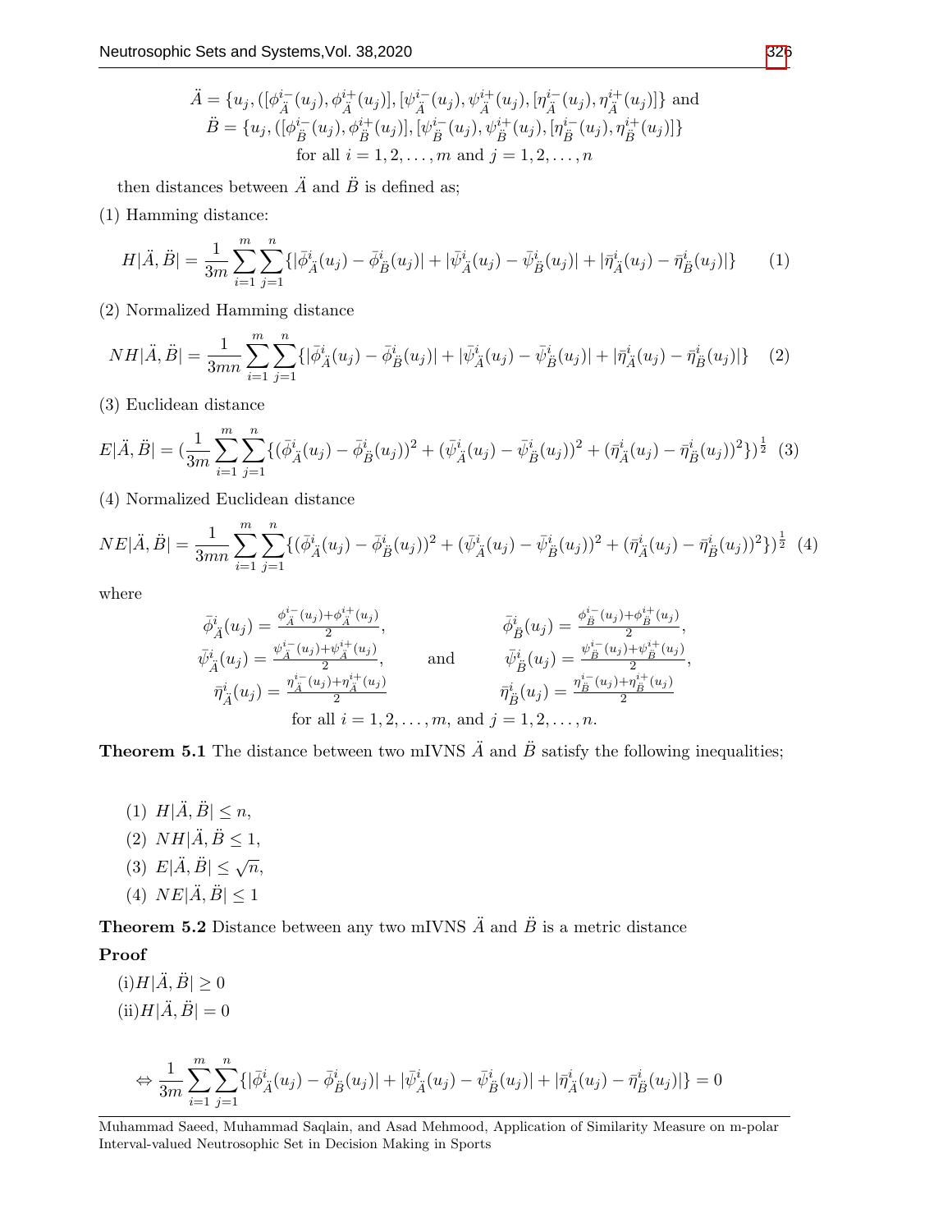$$\ddot{A} = \{u_j, ([\phi^{i-}_{\ddot{A}}(u_j), \phi^{i+}_{\ddot{A}}(u_j)], [\psi^{i-}_{\ddot{A}}(u_j), \psi^{i+}_{\ddot{A}}(u_j), [\eta^{i-}_{\ddot{A}}(u_j), \eta^{i+}_{\ddot{A}}(u_j)]\} \text{ and}$$
$$\ddot{B} = \{u_j, ([\phi^{i-}_{\ddot{B}}(u_j), \phi^{i+}_{\ddot{B}}(u_j)], [\psi^{i-}_{\ddot{B}}(u_j), \psi^{i+}_{\ddot{B}}(u_j), [\eta^{i-}_{\ddot{B}}(u_j), \eta^{i+}_{\ddot{B}}(u_j)]\}$$
$$\text{for all } i = 1, 2, \ldots, m \text{ and } j = 1, 2, \ldots, n$$

then distances between $\ddot{A}$ and $\ddot{B}$ is defined as;

(1) Hamming distance:

$$H|\ddot{A}, \ddot{B}| = \frac{1}{3m}\sum_{i=1}^{m}\sum_{j=1}^{n}\{|\bar{\phi}^i_{\ddot{A}}(u_j) - \bar{\phi}^i_{\ddot{B}}(u_j)| + |\bar{\psi}^i_{\ddot{A}}(u_j) - \bar{\psi}^i_{\ddot{B}}(u_j)| + |\bar{\eta}^i_{\ddot{A}}(u_j) - \bar{\eta}^i_{\ddot{B}}(u_j)|\} \quad (1)$$

(2) Normalized Hamming distance

$$NH|\ddot{A}, \ddot{B}| = \frac{1}{3mn}\sum_{i=1}^{m}\sum_{j=1}^{n}\{|\bar{\phi}^i_{\ddot{A}}(u_j) - \bar{\phi}^i_{\ddot{B}}(u_j)| + |\bar{\psi}^i_{\ddot{A}}(u_j) - \bar{\psi}^i_{\ddot{B}}(u_j)| + |\bar{\eta}^i_{\ddot{A}}(u_j) - \bar{\eta}^i_{\ddot{B}}(u_j)|\} \quad (2)$$

(3) Euclidean distance

$$E|\ddot{A}, \ddot{B}| = (\frac{1}{3m}\sum_{i=1}^{m}\sum_{j=1}^{n}\{(\bar{\phi}^i_{\ddot{A}}(u_j) - \bar{\phi}^i_{\ddot{B}}(u_j))^2 + (\bar{\psi}^i_{\ddot{A}}(u_j) - \bar{\psi}^i_{\ddot{B}}(u_j))^2 + (\bar{\eta}^i_{\ddot{A}}(u_j) - \bar{\eta}^i_{\ddot{B}}(u_j))^2\})^{\frac{1}{2}} \quad (3)$$

(4) Normalized Euclidean distance

$$NE|\ddot{A}, \ddot{B}| = \frac{1}{3mn}\sum_{i=1}^{m}\sum_{j=1}^{n}\{(\bar{\phi}^i_{\ddot{A}}(u_j) - \bar{\phi}^i_{\ddot{B}}(u_j))^2 + (\bar{\psi}^i_{\ddot{A}}(u_j) - \bar{\psi}^i_{\ddot{B}}(u_j))^2 + (\bar{\eta}^i_{\ddot{A}}(u_j) - \bar{\eta}^i_{\ddot{B}}(u_j))^2\})^{\frac{1}{2}} \quad (4)$$

where

$$\bar{\phi}^i_{\ddot{A}}(u_j) = \frac{\phi^{i-}_{\ddot{A}}(u_j)+\phi^{i+}_{\ddot{A}}(u_j)}{2}, \qquad \bar{\phi}^i_{\ddot{B}}(u_j) = \frac{\phi^{i-}_{\ddot{B}}(u_j)+\phi^{i+}_{\ddot{B}}(u_j)}{2},$$
$$\bar{\psi}^i_{\ddot{A}}(u_j) = \frac{\psi^{i-}_{\ddot{A}}(u_j)+\psi^{i+}_{\ddot{A}}(u_j)}{2}, \quad \text{and} \quad \bar{\psi}^i_{\ddot{B}}(u_j) = \frac{\psi^{i-}_{\ddot{B}}(u_j)+\psi^{i+}_{\ddot{B}}(u_j)}{2},$$
$$\bar{\eta}^i_{\ddot{A}}(u_j) = \frac{\eta^{i-}_{\ddot{A}}(u_j)+\eta^{i+}_{\ddot{A}}(u_j)}{2} \qquad \bar{\eta}^i_{\ddot{B}}(u_j) = \frac{\eta^{i-}_{\ddot{B}}(u_j)+\eta^{i+}_{\ddot{B}}(u_j)}{2}$$
$$\text{for all } i = 1, 2, \ldots, m, \text{ and } j = 1, 2, \ldots, n.$$

**Theorem 5.1** The distance between two mIVNS $\ddot{A}$ and $\ddot{B}$ satisfy the following inequalities;

(1) $H|\ddot{A}, \ddot{B}| \leq n$,
(2) $NH|\ddot{A}, \ddot{B} \leq 1$,
(3) $E|\ddot{A}, \ddot{B}| \leq \sqrt{n}$,
(4) $NE|\ddot{A}, \ddot{B}| \leq 1$

**Theorem 5.2** Distance between any two mIVNS $\ddot{A}$ and $\ddot{B}$ is a metric distance

**Proof**

(i)$H|\ddot{A}, \ddot{B}| \geq 0$
(ii)$H|\ddot{A}, \ddot{B}| = 0$

$$\Leftrightarrow \frac{1}{3m}\sum_{i=1}^{m}\sum_{j=1}^{n}\{|\bar{\phi}^i_{\ddot{A}}(u_j) - \bar{\phi}^i_{\ddot{B}}(u_j)| + |\bar{\psi}^i_{\ddot{A}}(u_j) - \bar{\psi}^i_{\ddot{B}}(u_j)| + |\bar{\eta}^i_{\ddot{A}}(u_j) - \bar{\eta}^i_{\ddot{B}}(u_j)|\} = 0$$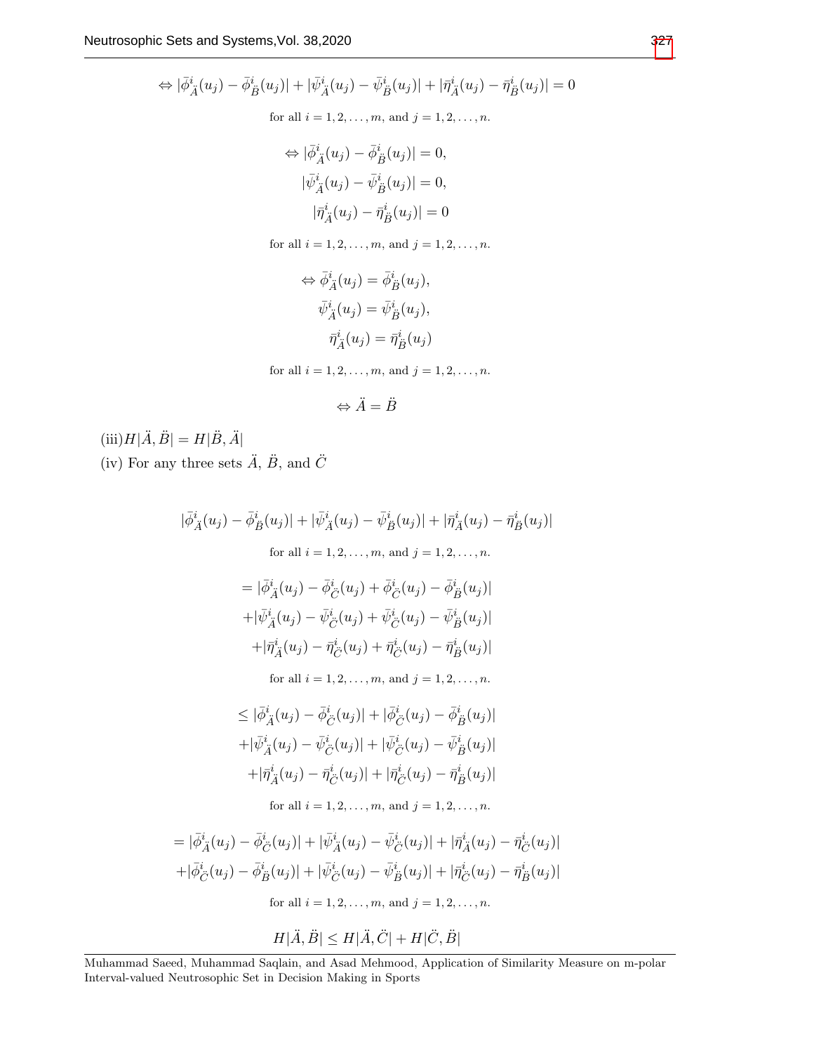$$\Leftrightarrow |\bar{\phi}^i_{\ddot{A}}(u_j) - \bar{\phi}^i_{\ddot{B}}(u_j)| + |\bar{\psi}^i_{\ddot{A}}(u_j) - \bar{\psi}^i_{\ddot{B}}(u_j)| + |\bar{\eta}^i_{\ddot{A}}(u_j) - \bar{\eta}^i_{\ddot{B}}(u_j)| = 0$$

for all $i = 1, 2, \ldots, m$, and $j = 1, 2, \ldots, n$.

$$\Leftrightarrow |\bar{\phi}^i_{\ddot{A}}(u_j) - \bar{\phi}^i_{\ddot{B}}(u_j)| = 0,$$
$$|\bar{\psi}^i_{\ddot{A}}(u_j) - \bar{\psi}^i_{\ddot{B}}(u_j)| = 0,$$
$$|\bar{\eta}^i_{\ddot{A}}(u_j) - \bar{\eta}^i_{\ddot{B}}(u_j)| = 0$$

for all $i = 1, 2, \ldots, m$, and $j = 1, 2, \ldots, n$.

$$\Leftrightarrow \bar{\phi}^i_{\ddot{A}}(u_j) = \bar{\phi}^i_{\ddot{B}}(u_j),$$
$$\bar{\psi}^i_{\ddot{A}}(u_j) = \bar{\psi}^i_{\ddot{B}}(u_j),$$
$$\bar{\eta}^i_{\ddot{A}}(u_j) = \bar{\eta}^i_{\ddot{B}}(u_j)$$

for all $i = 1, 2, \ldots, m$, and $j = 1, 2, \ldots, n$.

$$\Leftrightarrow \ddot{A} = \ddot{B}$$

(iii) $H|\ddot{A}, \ddot{B}| = H|\ddot{B}, \ddot{A}|$

(iv) For any three sets $\ddot{A}$, $\ddot{B}$, and $\ddot{C}$

$$|\bar{\phi}^i_{\ddot{A}}(u_j) - \bar{\phi}^i_{\ddot{B}}(u_j)| + |\bar{\psi}^i_{\ddot{A}}(u_j) - \bar{\psi}^i_{\ddot{B}}(u_j)| + |\bar{\eta}^i_{\ddot{A}}(u_j) - \bar{\eta}^i_{\ddot{B}}(u_j)|$$

for all $i = 1, 2, \ldots, m$, and $j = 1, 2, \ldots, n$.

$$= |\bar{\phi}^i_{\ddot{A}}(u_j) - \bar{\phi}^i_{\ddot{C}}(u_j) + \bar{\phi}^i_{\ddot{C}}(u_j) - \bar{\phi}^i_{\ddot{B}}(u_j)|$$
$$+ |\bar{\psi}^i_{\ddot{A}}(u_j) - \bar{\psi}^i_{\ddot{C}}(u_j) + \bar{\psi}^i_{\ddot{C}}(u_j) - \bar{\psi}^i_{\ddot{B}}(u_j)|$$
$$+ |\bar{\eta}^i_{\ddot{A}}(u_j) - \bar{\eta}^i_{\ddot{C}}(u_j) + \bar{\eta}^i_{\ddot{C}}(u_j) - \bar{\eta}^i_{\ddot{B}}(u_j)|$$

for all $i = 1, 2, \ldots, m$, and $j = 1, 2, \ldots, n$.

$$\leq |\bar{\phi}^i_{\ddot{A}}(u_j) - \bar{\phi}^i_{\ddot{C}}(u_j)| + |\bar{\phi}^i_{\ddot{C}}(u_j) - \bar{\phi}^i_{\ddot{B}}(u_j)|$$
$$+ |\bar{\psi}^i_{\ddot{A}}(u_j) - \bar{\psi}^i_{\ddot{C}}(u_j)| + |\bar{\psi}^i_{\ddot{C}}(u_j) - \bar{\psi}^i_{\ddot{B}}(u_j)|$$
$$+ |\bar{\eta}^i_{\ddot{A}}(u_j) - \bar{\eta}^i_{\ddot{C}}(u_j)| + |\bar{\eta}^i_{\ddot{C}}(u_j) - \bar{\eta}^i_{\ddot{B}}(u_j)|$$

for all $i = 1, 2, \ldots, m$, and $j = 1, 2, \ldots, n$.

$$= |\bar{\phi}^i_{\ddot{A}}(u_j) - \bar{\phi}^i_{\ddot{C}}(u_j)| + |\bar{\psi}^i_{\ddot{A}}(u_j) - \bar{\psi}^i_{\ddot{C}}(u_j)| + |\bar{\eta}^i_{\ddot{A}}(u_j) - \bar{\eta}^i_{\ddot{C}}(u_j)|$$
$$+ |\bar{\phi}^i_{\ddot{C}}(u_j) - \bar{\phi}^i_{\ddot{B}}(u_j)| + |\bar{\psi}^i_{\ddot{C}}(u_j) - \bar{\psi}^i_{\ddot{B}}(u_j)| + |\bar{\eta}^i_{\ddot{C}}(u_j) - \bar{\eta}^i_{\ddot{B}}(u_j)|$$

for all $i = 1, 2, \ldots, m$, and $j = 1, 2, \ldots, n$.

$$H|\ddot{A}, \ddot{B}| \leq H|\ddot{A}, \ddot{C}| + H|\ddot{C}, \ddot{B}|$$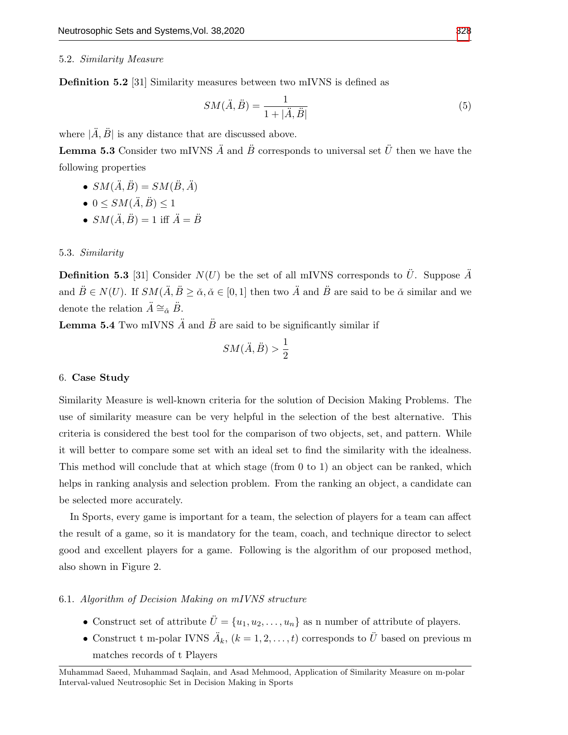### 5.2. *Similarity Measure*

**Definition 5.2** [31] Similarity measures between two mIVNS is defined as

$$SM(\ddot{A}, \ddot{B}) = \frac{1}{1 + |\ddot{A}, \ddot{B}|} \tag{5}$$

where $|\ddot{A}, \ddot{B}|$ is any distance that are discussed above.

**Lemma 5.3** Consider two mIVNS $\ddot{A}$ and $\ddot{B}$ corresponds to universal set $\ddot{U}$ then we have the following properties

- $SM(\ddot{A}, \ddot{B}) = SM(\ddot{B}, \ddot{A})$
- $0 \leq SM(\ddot{A}, \ddot{B}) \leq 1$
- $SM(\ddot{A}, \ddot{B}) = 1$ iff $\ddot{A} = \ddot{B}$

### 5.3. *Similarity*

**Definition 5.3** [31] Consider $N(U)$ be the set of all mIVNS corresponds to $\ddot{U}$. Suppose $\ddot{A}$ and $\ddot{B} \in N(U)$. If $SM(\ddot{A}, \ddot{B} \geq \breve{\alpha}, \breve{\alpha} \in [0, 1]$ then two $\ddot{A}$ and $\ddot{B}$ are said to be $\breve{\alpha}$ similar and we denote the relation $\ddot{A} \cong_{\breve{\alpha}} \ddot{B}$.

**Lemma 5.4** Two mIVNS $\ddot{A}$ and $\ddot{B}$ are said to be significantly similar if

$$SM(\ddot{A}, \ddot{B}) > \frac{1}{2}$$

## 6. **Case Study**

Similarity Measure is well-known criteria for the solution of Decision Making Problems. The use of similarity measure can be very helpful in the selection of the best alternative. This criteria is considered the best tool for the comparison of two objects, set, and pattern. While it will better to compare some set with an ideal set to find the similarity with the idealness. This method will conclude that at which stage (from 0 to 1) an object can be ranked, which helps in ranking analysis and selection problem. From the ranking an object, a candidate can be selected more accurately.

In Sports, every game is important for a team, the selection of players for a team can affect the result of a game, so it is mandatory for the team, coach, and technique director to select good and excellent players for a game. Following is the algorithm of our proposed method, also shown in Figure 2.

### 6.1. *Algorithm of Decision Making on mIVNS structure*

- Construct set of attribute $\ddot{U} = \{u_1, u_2, \ldots, u_n\}$ as n number of attribute of players.
- Construct t m-polar IVNS $\ddot{A}_k$, $(k = 1, 2, \ldots, t)$ corresponds to $\ddot{U}$ based on previous m matches records of t Players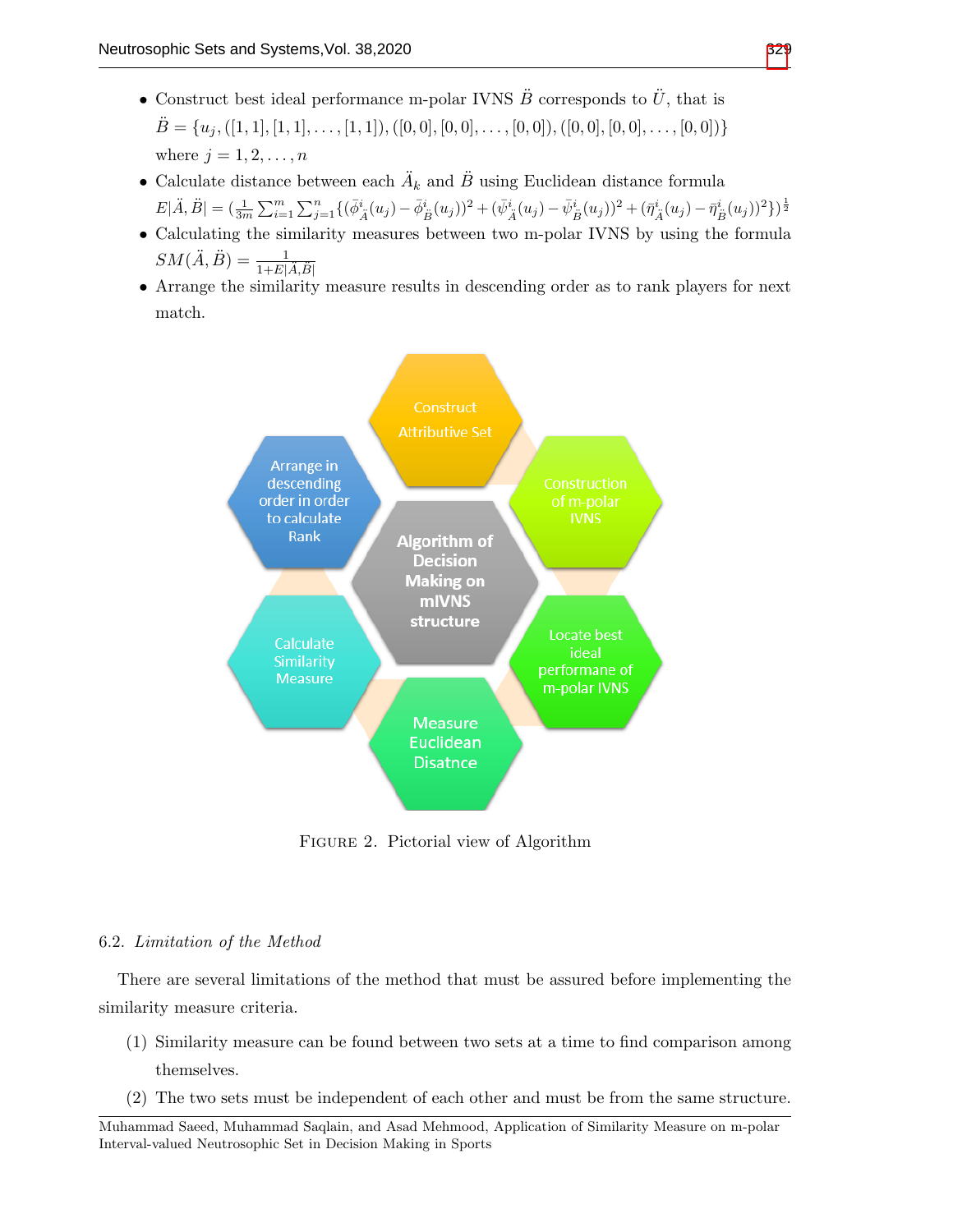- Construct best ideal performance m-polar IVNS $\ddot{B}$ corresponds to $\ddot{U}$, that is $\ddot{B} = \{u_j, ([1,1],[1,1],\ldots,[1,1]), ([0,0],[0,0],\ldots,[0,0]), ([0,0],[0,0],\ldots,[0,0])\}$ where $j = 1, 2, \ldots, n$
- Calculate distance between each $\ddot{A}_k$ and $\ddot{B}$ using Euclidean distance formula $E|\ddot{A},\ddot{B}| = (\frac{1}{3m}\sum_{i=1}^{m}\sum_{j=1}^{n}\{(\bar{\phi}^i_{\ddot{A}}(u_j) - \bar{\phi}^i_{\ddot{B}}(u_j))^2 + (\bar{\psi}^i_{\ddot{A}}(u_j) - \bar{\psi}^i_{\ddot{B}}(u_j))^2 + (\bar{\eta}^i_{\ddot{A}}(u_j) - \bar{\eta}^i_{\ddot{B}}(u_j))^2\})^{\frac{1}{2}}$
- Calculating the similarity measures between two m-polar IVNS by using the formula $SM(\ddot{A},\ddot{B}) = \frac{1}{1+E|\ddot{A},\ddot{B}|}$
- Arrange the similarity measure results in descending order as to rank players for next match.

FIGURE 2. Pictorial view of Algorithm

### 6.2. *Limitation of the Method*

There are several limitations of the method that must be assured before implementing the similarity measure criteria.

(1) Similarity measure can be found between two sets at a time to find comparison among themselves.

(2) The two sets must be independent of each other and must be from the same structure.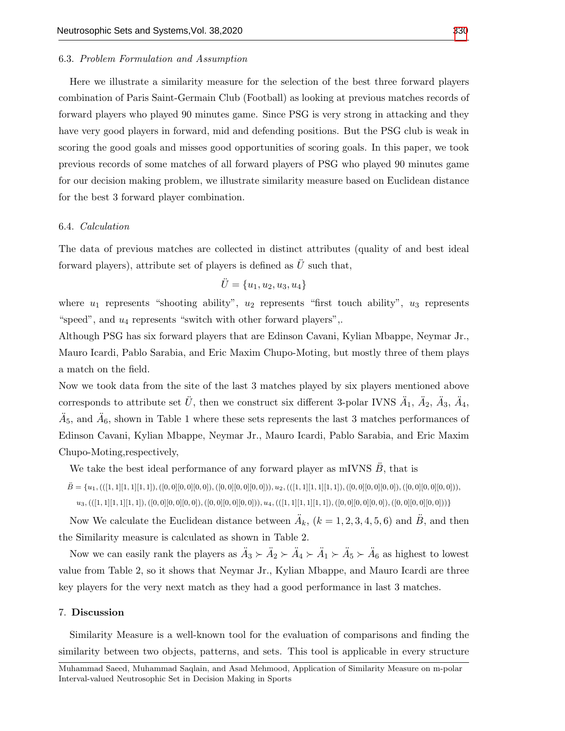### 6.3. *Problem Formulation and Assumption*

Here we illustrate a similarity measure for the selection of the best three forward players combination of Paris Saint-Germain Club (Football) as looking at previous matches records of forward players who played 90 minutes game. Since PSG is very strong in attacking and they have very good players in forward, mid and defending positions. But the PSG club is weak in scoring the good goals and misses good opportunities of scoring goals. In this paper, we took previous records of some matches of all forward players of PSG who played 90 minutes game for our decision making problem, we illustrate similarity measure based on Euclidean distance for the best 3 forward player combination.

### 6.4. *Calculation*

The data of previous matches are collected in distinct attributes (quality of and best ideal forward players), attribute set of players is defined as $\ddot{U}$ such that,

$$\ddot{U} = \{u_1, u_2, u_3, u_4\}$$

where $u_1$ represents "shooting ability", $u_2$ represents "first touch ability", $u_3$ represents "speed", and $u_4$ represents "switch with other forward players",.

Although PSG has six forward players that are Edinson Cavani, Kylian Mbappe, Neymar Jr., Mauro Icardi, Pablo Sarabia, and Eric Maxim Chupo-Moting, but mostly three of them plays a match on the field.

Now we took data from the site of the last 3 matches played by six players mentioned above corresponds to attribute set $\ddot{U}$, then we construct six different 3-polar IVNS $\ddot{A}_1$, $\ddot{A}_2$, $\ddot{A}_3$, $\ddot{A}_4$, $\ddot{A}_5$, and $\ddot{A}_6$, shown in Table 1 where these sets represents the last 3 matches performances of Edinson Cavani, Kylian Mbappe, Neymar Jr., Mauro Icardi, Pablo Sarabia, and Eric Maxim Chupo-Moting,respectively,

We take the best ideal performance of any forward player as mIVNS $\ddot{B}$, that is

$$\ddot{B} = \{u_1, (([1,1][1,1][1,1]), ([0,0][0,0][0,0]), ([0,0][0,0][0,0])), u_2, (([1,1][1,1][1,1]), ([0,0][0,0][0,0]), ([0,0][0,0][0,0])),$$
$$u_3, (([1,1][1,1][1,1]), ([0,0][0,0][0,0]), ([0,0][0,0][0,0])), u_4, (([1,1][1,1][1,1]), ([0,0][0,0][0,0]), ([0,0][0,0][0,0]))\}$$

Now We calculate the Euclidean distance between $\ddot{A}_k$, $(k = 1,2,3,4,5,6)$ and $\ddot{B}$, and then the Similarity measure is calculated as shown in Table 2.

Now we can easily rank the players as $\ddot{A}_3 \succ \ddot{A}_2 \succ \ddot{A}_4 \succ \ddot{A}_1 \succ \ddot{A}_5 \succ \ddot{A}_6$ as highest to lowest value from Table 2, so it shows that Neymar Jr., Kylian Mbappe, and Mauro Icardi are three key players for the very next match as they had a good performance in last 3 matches.

## 7. Discussion

Similarity Measure is a well-known tool for the evaluation of comparisons and finding the similarity between two objects, patterns, and sets. This tool is applicable in every structure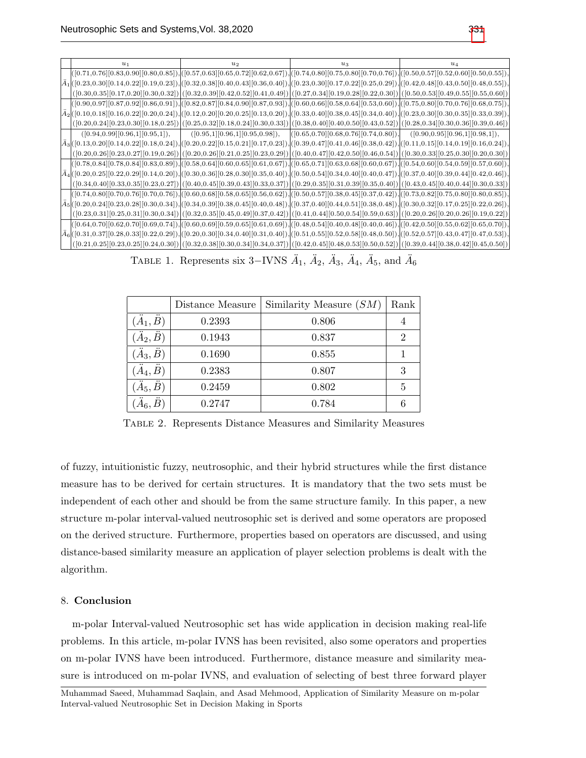| | $u_1$ | $u_2$ | $u_3$ | $u_4$ |
|---|---|---|---|---|
| $\ddot{A}_1$ | ([0.71,0.76][0.83,0.90][0.80,0.85]), ([0.23,0.30][0.14,0.22][0.19,0.23]), ([0.30,0.35][0.17,0.20][0.30,0.32]) | ([0.57,0.63][0.65,0.72][0.62,0.67]), ([0.32,0.38][0.40,0.43][0.36,0.40]), ([0.32,0.39][0.42,0.52][0.41,0.49]) | ([0.74,0.80][0.75,0.80][0.70,0.76]), ([0.23,0.30][0.17,0.22][0.25,0.29]), ([0.27,0.34][0.19,0.28][0.22,0.30]) | ([0.50,0.57][0.52,0.60][0.50,0.55]), ([0.42,0.48][0.43,0.50][0.48,0.55]), ([0.50,0.53][0.49,0.55][0.55,0.60]) |
| $\ddot{A}_2$ | ([0.90,0.97][0.87,0.92][0.86,0.91]), ([0.10,0.18][0.16,0.22][0.20,0.24]), ([0.20,0.24][0.23,0.30][0.18,0.25]) | ([0.82,0.87][0.84,0.90][0.87,0.93]), ([0.12,0.20][0.20,0.25][0.13,0.20]), ([0.25,0.32][0.18,0.24][0.30,0.33]) | ([0.60,0.66][0.58,0.64][0.53,0.60]), ([0.33,0.40][0.38,0.45][0.34,0.40]), ([0.38,0.40][0.40,0.50][0.43,0.52]) | ([0.75,0.80][0.70,0.76][0.68,0.75]), ([0.23,0.30][0.30,0.35][0.33,0.39]), ([0.28,0.34][0.30,0.36][0.39,0.46]) |
| $\ddot{A}_3$ | ([0.94,0.99][0.96,1][0.95,1]), ([0.13,0.20][0.14,0.22][0.18,0.24]), ([0.20,0.26][0.23,0.27][0.19,0.26]) | ([0.95,1][0.96,1][0.95,0.98]), ([0.20,0.22][0.15,0.21][0.17,0.23]), ([0.20,0.26][0.21,0.25][0.23,0.29]) | ([0.65,0.70][0.68,0.76][0.74,0.80]), ([0.39,0.47][0.41,0.46][0.38,0.42]), ([0.40,0.47][0.42,0.50][0.46,0.54]) | ([0.90,0.95][0.96,1][0.98,1]), ([0.11,0.15][0.14,0.19][0.16,0.24]), ([0.30,0.33][0.25,0.30][0.20,0.30]) |
| $\ddot{A}_4$ | ([0.78,0.84][0.78,0.84][0.83,0.89]), ([0.20,0.25][0.22,0.29][0.14,0.20]), ([0.34,0.40][0.33,0.35][0.23,0.27]) | ([0.58,0.64][0.60,0.65][0.61,0.67]), ([0.30,0.36][0.28,0.30][0.35,0.40]), ([0.40,0.45][0.39,0.43][0.33,0.37]) | ([0.65,0.71][0.63,0.68][0.60,0.67]), ([0.50,0.54][0.34,0.40][0.40,0.47]), ([0.29,0.35][0.31,0.39][0.35,0.40]) | ([0.54,0.60][0.54,0.59][0.57,0.60]), ([0.37,0.40][0.39,0.44][0.42,0.46]), ([0.43,0.45][0.40,0.44][0.30,0.33]) |
| $\ddot{A}_5$ | ([0.74,0.80][0.70,0.76][0.70,0.76]), ([0.20,0.24][0.23,0.28][0.30,0.34]), ([0.23,0.31][0.25,0.31][0.30,0.34]) | ([0.60,0.68][0.58,0.65][0.56,0.62]), ([0.34,0.39][0.38,0.45][0.40,0.48]), ([0.32,0.35][0.45,0.49][0.37,0.42]) | ([0.50,0.57][0.38,0.45][0.37,0.42]), ([0.37,0.40][0.44,0.51][0.38,0.48]), ([0.41,0.44][0.50,0.54][0.59,0.63]) | ([0.73,0.82][0.75,0.80][0.80,0.85]), ([0.30,0.32][0.17,0.25][0.22,0.26]), ([0.20,0.26][0.20,0.26][0.19,0.22]) |
| $\ddot{A}_6$ | ([0.64,0.70][0.62,0.70][0.69,0.74]), ([0.31,0.37][0.28,0.33][0.22,0.29]), ([0.21,0.25][0.23,0.25][0.24,0.30]) | ([0.60,0.69][0.59,0.65][0.61,0.69]), ([0.20,0.30][0.34,0.40][0.31,0.40]), ([0.32,0.38][0.30,0.34][0.34,0.37]) | ([0.48,0.54][0.40,0.48][0.40,0.46]), ([0.51,0.55][0.52,0.58][0.48,0.50]), ([0.42,0.45][0.48,0.53][0.50,0.52]) | ([0.42,0.50][0.55,0.62][0.65,0.70]), ([0.52,0.57][0.43,0.47][0.47,0.53]), ([0.39,0.44][0.38,0.42][0.45,0.50]) |

TABLE 1. Represents six 3−IVNS $\ddot{A}_1$, $\ddot{A}_2$, $\ddot{A}_3$, $\ddot{A}_4$, $\ddot{A}_5$, and $\ddot{A}_6$

| | Distance Measure | Similarity Measure ($SM$) | Rank |
|---|---|---|---|
| $(\ddot{A}_1, \ddot{B})$ | 0.2393 | 0.806 | 4 |
| $(\ddot{A}_2, \ddot{B})$ | 0.1943 | 0.837 | 2 |
| $(\ddot{A}_3, \ddot{B})$ | 0.1690 | 0.855 | 1 |
| $(\ddot{A}_4, \ddot{B})$ | 0.2383 | 0.807 | 3 |
| $(\ddot{A}_5, \ddot{B})$ | 0.2459 | 0.802 | 5 |
| $(\ddot{A}_6, \ddot{B})$ | 0.2747 | 0.784 | 6 |

TABLE 2. Represents Distance Measures and Similarity Measures

of fuzzy, intuitionistic fuzzy, neutrosophic, and their hybrid structures while the first distance measure has to be derived for certain structures. It is mandatory that the two sets must be independent of each other and should be from the same structure family. In this paper, a new structure m-polar interval-valued neutrosophic set is derived and some operators are proposed on the derived structure. Furthermore, properties based on operators are discussed, and using distance-based similarity measure an application of player selection problems is dealt with the algorithm.

## 8. Conclusion

m-polar Interval-valued Neutrosophic set has wide application in decision making real-life problems. In this article, m-polar IVNS has been revisited, also some operators and properties on m-polar IVNS have been introduced. Furthermore, distance measure and similarity measure is introduced on m-polar IVNS, and evaluation of selecting of best three forward player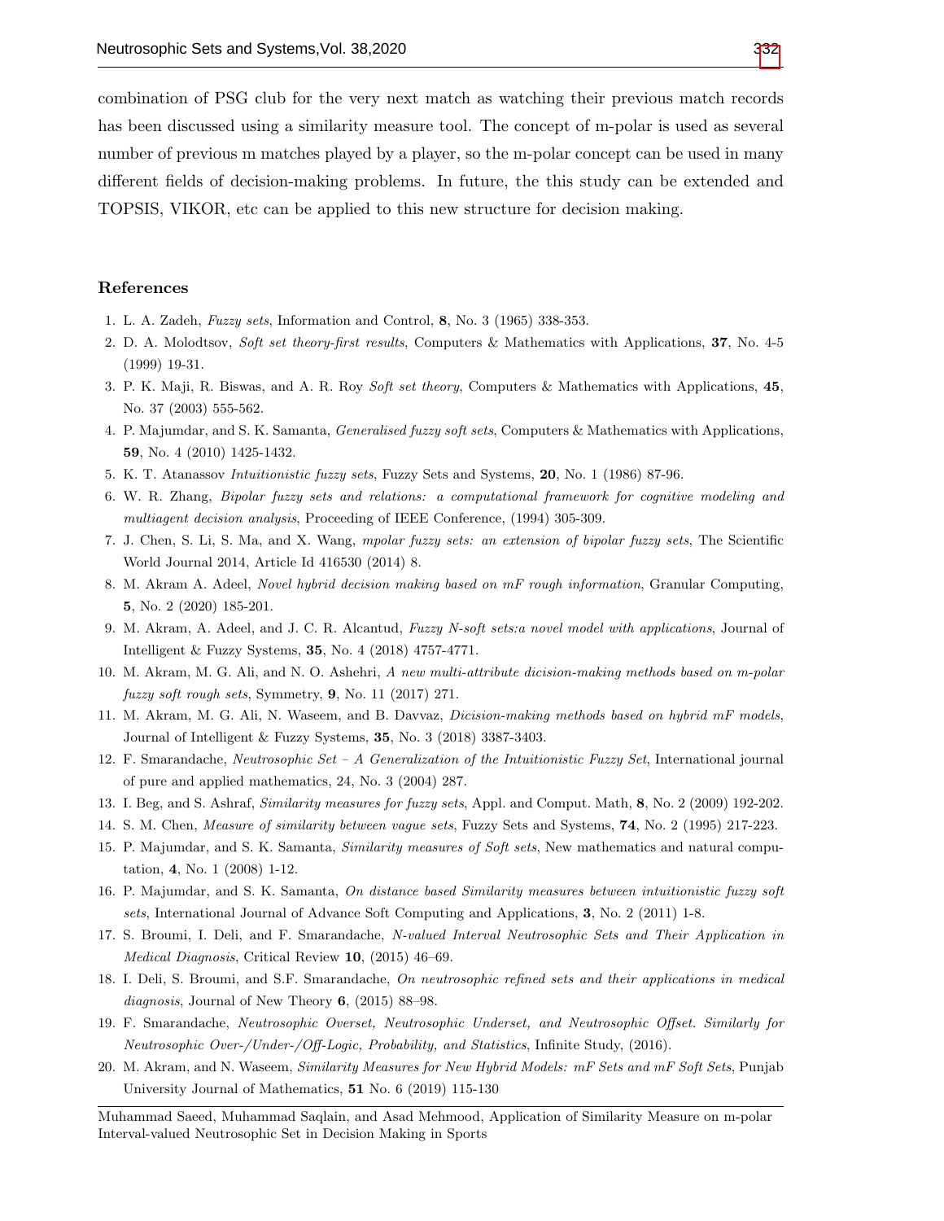combination of PSG club for the very next match as watching their previous match records has been discussed using a similarity measure tool. The concept of m-polar is used as several number of previous m matches played by a player, so the m-polar concept can be used in many different fields of decision-making problems. In future, the this study can be extended and TOPSIS, VIKOR, etc can be applied to this new structure for decision making.

## References

1. L. A. Zadeh, *Fuzzy sets*, Information and Control, **8**, No. 3 (1965) 338-353.
2. D. A. Molodtsov, *Soft set theory-first results*, Computers & Mathematics with Applications, **37**, No. 4-5 (1999) 19-31.
3. P. K. Maji, R. Biswas, and A. R. Roy *Soft set theory*, Computers & Mathematics with Applications, **45**, No. 37 (2003) 555-562.
4. P. Majumdar, and S. K. Samanta, *Generalised fuzzy soft sets*, Computers & Mathematics with Applications, **59**, No. 4 (2010) 1425-1432.
5. K. T. Atanassov *Intuitionistic fuzzy sets*, Fuzzy Sets and Systems, **20**, No. 1 (1986) 87-96.
6. W. R. Zhang, *Bipolar fuzzy sets and relations: a computational framework for cognitive modeling and multiagent decision analysis*, Proceeding of IEEE Conference, (1994) 305-309.
7. J. Chen, S. Li, S. Ma, and X. Wang, *mpolar fuzzy sets: an extension of bipolar fuzzy sets*, The Scientific World Journal 2014, Article Id 416530 (2014) 8.
8. M. Akram A. Adeel, *Novel hybrid decision making based on mF rough information*, Granular Computing, **5**, No. 2 (2020) 185-201.
9. M. Akram, A. Adeel, and J. C. R. Alcantud, *Fuzzy N-soft sets:a novel model with applications*, Journal of Intelligent & Fuzzy Systems, **35**, No. 4 (2018) 4757-4771.
10. M. Akram, M. G. Ali, and N. O. Ashehri, *A new multi-attribute dicision-making methods based on m-polar fuzzy soft rough sets*, Symmetry, **9**, No. 11 (2017) 271.
11. M. Akram, M. G. Ali, N. Waseem, and B. Davvaz, *Dicision-making methods based on hybrid mF models*, Journal of Intelligent & Fuzzy Systems, **35**, No. 3 (2018) 3387-3403.
12. F. Smarandache, *Neutrosophic Set – A Generalization of the Intuitionistic Fuzzy Set*, International journal of pure and applied mathematics, 24, No. 3 (2004) 287.
13. I. Beg, and S. Ashraf, *Similarity measures for fuzzy sets*, Appl. and Comput. Math, **8**, No. 2 (2009) 192-202.
14. S. M. Chen, *Measure of similarity between vague sets*, Fuzzy Sets and Systems, **74**, No. 2 (1995) 217-223.
15. P. Majumdar, and S. K. Samanta, *Similarity measures of Soft sets*, New mathematics and natural computation, **4**, No. 1 (2008) 1-12.
16. P. Majumdar, and S. K. Samanta, *On distance based Similarity measures between intuitionistic fuzzy soft sets*, International Journal of Advance Soft Computing and Applications, **3**, No. 2 (2011) 1-8.
17. S. Broumi, I. Deli, and F. Smarandache, *N-valued Interval Neutrosophic Sets and Their Application in Medical Diagnosis*, Critical Review **10**, (2015) 46–69.
18. I. Deli, S. Broumi, and S.F. Smarandache, *On neutrosophic refined sets and their applications in medical diagnosis*, Journal of New Theory **6**, (2015) 88–98.
19. F. Smarandache, *Neutrosophic Overset, Neutrosophic Underset, and Neutrosophic Offset. Similarly for Neutrosophic Over-/Under-/Off-Logic, Probability, and Statistics*, Infinite Study, (2016).
20. M. Akram, and N. Waseem, *Similarity Measures for New Hybrid Models: mF Sets and mF Soft Sets*, Punjab University Journal of Mathematics, **51** No. 6 (2019) 115-130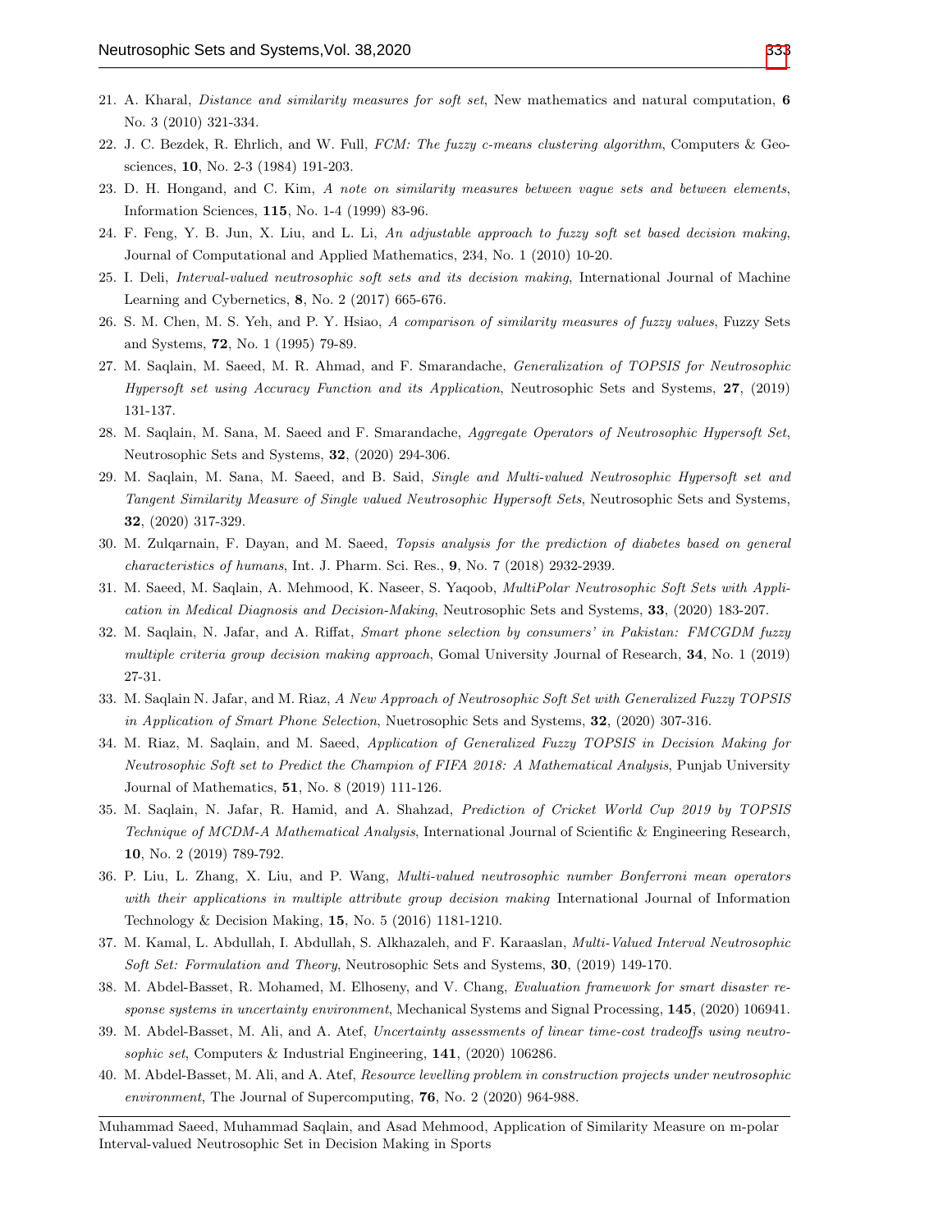21. A. Kharal, *Distance and similarity measures for soft set*, New mathematics and natural computation, **6** No. 3 (2010) 321-334.
22. J. C. Bezdek, R. Ehrlich, and W. Full, *FCM: The fuzzy c-means clustering algorithm*, Computers & Geosciences, **10**, No. 2-3 (1984) 191-203.
23. D. H. Hongand, and C. Kim, *A note on similarity measures between vague sets and between elements*, Information Sciences, **115**, No. 1-4 (1999) 83-96.
24. F. Feng, Y. B. Jun, X. Liu, and L. Li, *An adjustable approach to fuzzy soft set based decision making*, Journal of Computational and Applied Mathematics, 234, No. 1 (2010) 10-20.
25. I. Deli, *Interval-valued neutrosophic soft sets and its decision making*, International Journal of Machine Learning and Cybernetics, **8**, No. 2 (2017) 665-676.
26. S. M. Chen, M. S. Yeh, and P. Y. Hsiao, *A comparison of similarity measures of fuzzy values*, Fuzzy Sets and Systems, **72**, No. 1 (1995) 79-89.
27. M. Saqlain, M. Saeed, M. R. Ahmad, and F. Smarandache, *Generalization of TOPSIS for Neutrosophic Hypersoft set using Accuracy Function and its Application*, Neutrosophic Sets and Systems, **27**, (2019) 131-137.
28. M. Saqlain, M. Sana, M. Saeed and F. Smarandache, *Aggregate Operators of Neutrosophic Hypersoft Set*, Neutrosophic Sets and Systems, **32**, (2020) 294-306.
29. M. Saqlain, M. Sana, M. Saeed, and B. Said, *Single and Multi-valued Neutrosophic Hypersoft set and Tangent Similarity Measure of Single valued Neutrosophic Hypersoft Sets*, Neutrosophic Sets and Systems, **32**, (2020) 317-329.
30. M. Zulqarnain, F. Dayan, and M. Saeed, *Topsis analysis for the prediction of diabetes based on general characteristics of humans*, Int. J. Pharm. Sci. Res., **9**, No. 7 (2018) 2932-2939.
31. M. Saeed, M. Saqlain, A. Mehmood, K. Naseer, S. Yaqoob, *MultiPolar Neutrosophic Soft Sets with Application in Medical Diagnosis and Decision-Making*, Neutrosophic Sets and Systems, **33**, (2020) 183-207.
32. M. Saqlain, N. Jafar, and A. Riffat, *Smart phone selection by consumers' in Pakistan: FMCGDM fuzzy multiple criteria group decision making approach*, Gomal University Journal of Research, **34**, No. 1 (2019) 27-31.
33. M. Saqlain N. Jafar, and M. Riaz, *A New Approach of Neutrosophic Soft Set with Generalized Fuzzy TOPSIS in Application of Smart Phone Selection*, Nuetrosophic Sets and Systems, **32**, (2020) 307-316.
34. M. Riaz, M. Saqlain, and M. Saeed, *Application of Generalized Fuzzy TOPSIS in Decision Making for Neutrosophic Soft set to Predict the Champion of FIFA 2018: A Mathematical Analysis*, Punjab University Journal of Mathematics, **51**, No. 8 (2019) 111-126.
35. M. Saqlain, N. Jafar, R. Hamid, and A. Shahzad, *Prediction of Cricket World Cup 2019 by TOPSIS Technique of MCDM-A Mathematical Analysis*, International Journal of Scientific & Engineering Research, **10**, No. 2 (2019) 789-792.
36. P. Liu, L. Zhang, X. Liu, and P. Wang, *Multi-valued neutrosophic number Bonferroni mean operators with their applications in multiple attribute group decision making* International Journal of Information Technology & Decision Making, **15**, No. 5 (2016) 1181-1210.
37. M. Kamal, L. Abdullah, I. Abdullah, S. Alkhazaleh, and F. Karaaslan, *Multi-Valued Interval Neutrosophic Soft Set: Formulation and Theory*, Neutrosophic Sets and Systems, **30**, (2019) 149-170.
38. M. Abdel-Basset, R. Mohamed, M. Elhoseny, and V. Chang, *Evaluation framework for smart disaster response systems in uncertainty environment*, Mechanical Systems and Signal Processing, **145**, (2020) 106941.
39. M. Abdel-Basset, M. Ali, and A. Atef, *Uncertainty assessments of linear time-cost tradeoffs using neutrosophic set*, Computers & Industrial Engineering, **141**, (2020) 106286.
40. M. Abdel-Basset, M. Ali, and A. Atef, *Resource levelling problem in construction projects under neutrosophic environment*, The Journal of Supercomputing, **76**, No. 2 (2020) 964-988.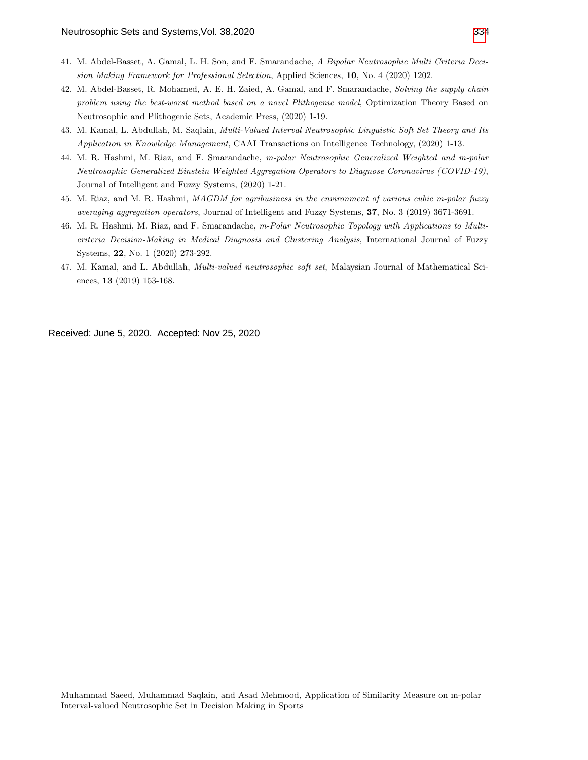41. M. Abdel-Basset, A. Gamal, L. H. Son, and F. Smarandache, *A Bipolar Neutrosophic Multi Criteria Decision Making Framework for Professional Selection*, Applied Sciences, **10**, No. 4 (2020) 1202.
42. M. Abdel-Basset, R. Mohamed, A. E. H. Zaied, A. Gamal, and F. Smarandache, *Solving the supply chain problem using the best-worst method based on a novel Plithogenic model*, Optimization Theory Based on Neutrosophic and Plithogenic Sets, Academic Press, (2020) 1-19.
43. M. Kamal, L. Abdullah, M. Saqlain, *Multi-Valued Interval Neutrosophic Linguistic Soft Set Theory and Its Application in Knowledge Management*, CAAI Transactions on Intelligence Technology, (2020) 1-13.
44. M. R. Hashmi, M. Riaz, and F. Smarandache, *m-polar Neutrosophic Generalized Weighted and m-polar Neutrosophic Generalized Einstein Weighted Aggregation Operators to Diagnose Coronavirus (COVID-19)*, Journal of Intelligent and Fuzzy Systems, (2020) 1-21.
45. M. Riaz, and M. R. Hashmi, *MAGDM for agribusiness in the environment of various cubic m-polar fuzzy averaging aggregation operators*, Journal of Intelligent and Fuzzy Systems, **37**, No. 3 (2019) 3671-3691.
46. M. R. Hashmi, M. Riaz, and F. Smarandache, *m-Polar Neutrosophic Topology with Applications to Multi-criteria Decision-Making in Medical Diagnosis and Clustering Analysis*, International Journal of Fuzzy Systems, **22**, No. 1 (2020) 273-292.
47. M. Kamal, and L. Abdullah, *Multi-valued neutrosophic soft set*, Malaysian Journal of Mathematical Sciences, **13** (2019) 153-168.

Received: June 5, 2020. Accepted: Nov 25, 2020